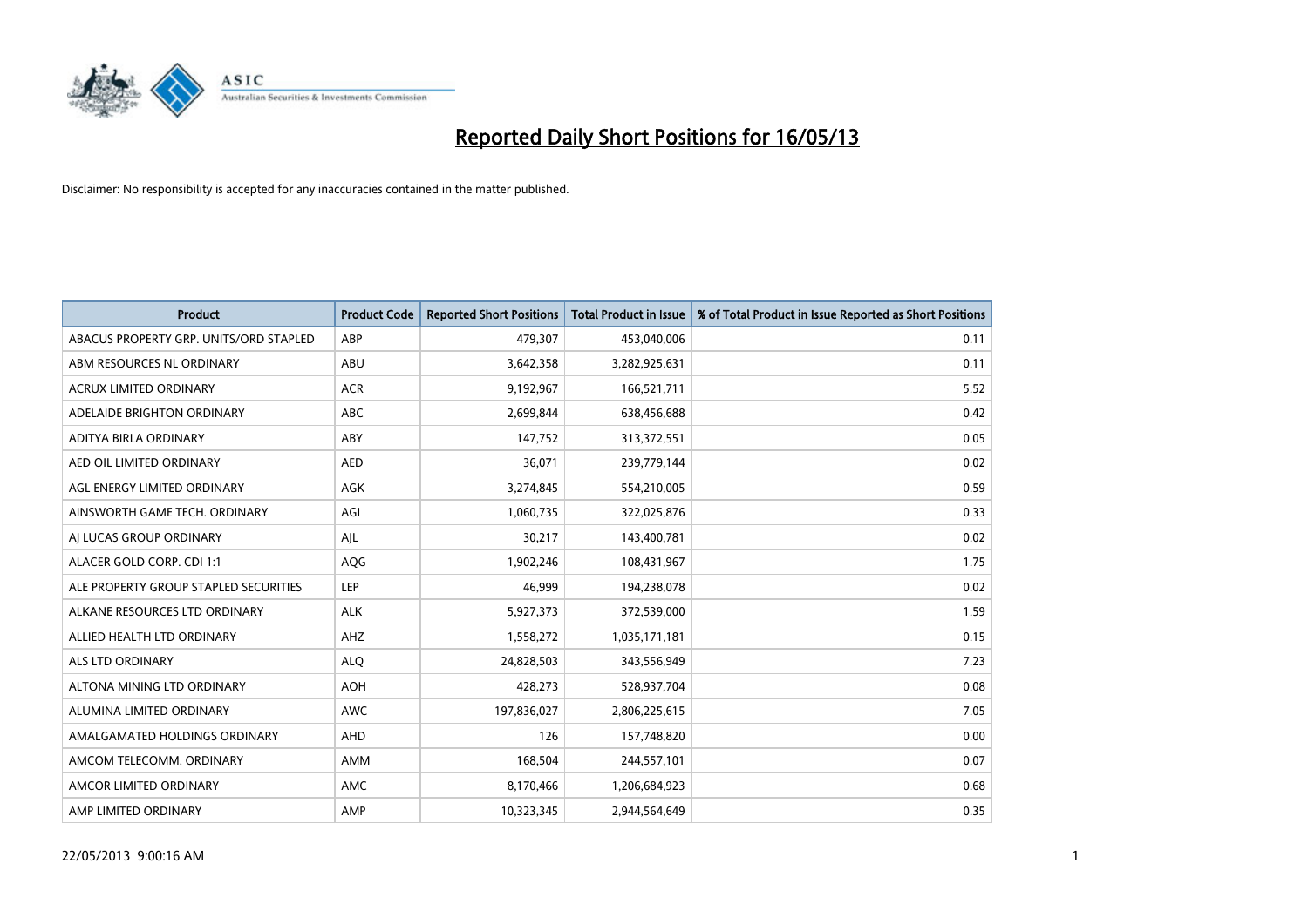# Reported Daily Short Positions for 16/05/13

Disclaimer: No responsibility is accepted for any inaccuracies contained in the matter published.

| Product | Product Code | Reported Short Positions | Total Product in Issue | % of Total Product in Issue Reported as Short Positions |
|---|---|---|---|---|
| ABACUS PROPERTY GRP. UNITS/ORD STAPLED | ABP | 479,307 | 453,040,006 | 0.11 |
| ABM RESOURCES NL ORDINARY | ABU | 3,642,358 | 3,282,925,631 | 0.11 |
| ACRUX LIMITED ORDINARY | ACR | 9,192,967 | 166,521,711 | 5.52 |
| ADELAIDE BRIGHTON ORDINARY | ABC | 2,699,844 | 638,456,688 | 0.42 |
| ADITYA BIRLA ORDINARY | ABY | 147,752 | 313,372,551 | 0.05 |
| AED OIL LIMITED ORDINARY | AED | 36,071 | 239,779,144 | 0.02 |
| AGL ENERGY LIMITED ORDINARY | AGK | 3,274,845 | 554,210,005 | 0.59 |
| AINSWORTH GAME TECH. ORDINARY | AGI | 1,060,735 | 322,025,876 | 0.33 |
| AJ LUCAS GROUP ORDINARY | AJL | 30,217 | 143,400,781 | 0.02 |
| ALACER GOLD CORP. CDI 1:1 | AQG | 1,902,246 | 108,431,967 | 1.75 |
| ALE PROPERTY GROUP STAPLED SECURITIES | LEP | 46,999 | 194,238,078 | 0.02 |
| ALKANE RESOURCES LTD ORDINARY | ALK | 5,927,373 | 372,539,000 | 1.59 |
| ALLIED HEALTH LTD ORDINARY | AHZ | 1,558,272 | 1,035,171,181 | 0.15 |
| ALS LTD ORDINARY | ALQ | 24,828,503 | 343,556,949 | 7.23 |
| ALTONA MINING LTD ORDINARY | AOH | 428,273 | 528,937,704 | 0.08 |
| ALUMINA LIMITED ORDINARY | AWC | 197,836,027 | 2,806,225,615 | 7.05 |
| AMALGAMATED HOLDINGS ORDINARY | AHD | 126 | 157,748,820 | 0.00 |
| AMCOM TELECOMM. ORDINARY | AMM | 168,504 | 244,557,101 | 0.07 |
| AMCOR LIMITED ORDINARY | AMC | 8,170,466 | 1,206,684,923 | 0.68 |
| AMP LIMITED ORDINARY | AMP | 10,323,345 | 2,944,564,649 | 0.35 |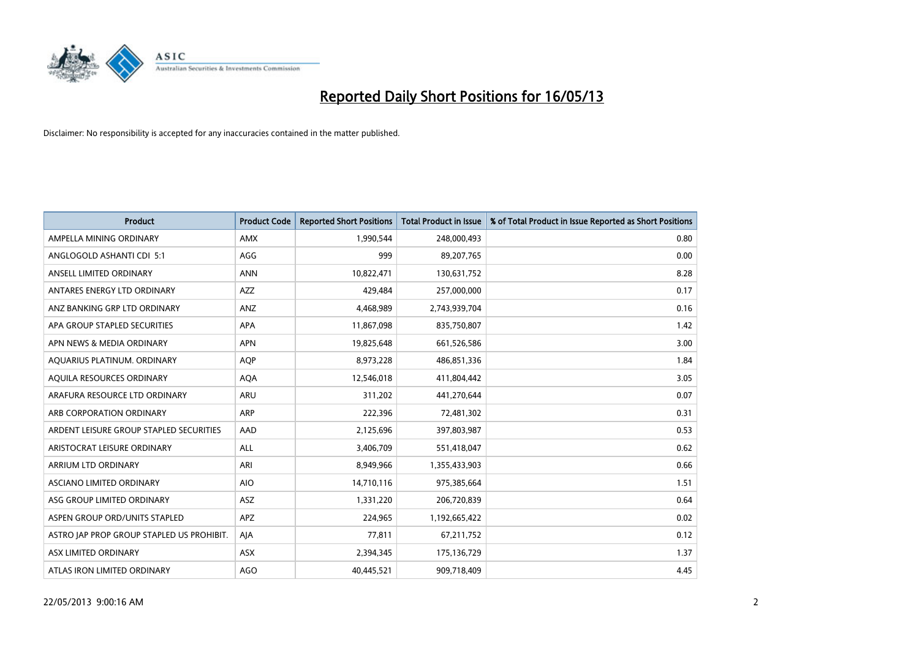# Reported Daily Short Positions for 16/05/13

Disclaimer: No responsibility is accepted for any inaccuracies contained in the matter published.

| Product | Product Code | Reported Short Positions | Total Product in Issue | % of Total Product in Issue Reported as Short Positions |
|---|---|---|---|---|
| AMPELLA MINING ORDINARY | AMX | 1,990,544 | 248,000,493 | 0.80 |
| ANGLOGOLD ASHANTI CDI 5:1 | AGG | 999 | 89,207,765 | 0.00 |
| ANSELL LIMITED ORDINARY | ANN | 10,822,471 | 130,631,752 | 8.28 |
| ANTARES ENERGY LTD ORDINARY | AZZ | 429,484 | 257,000,000 | 0.17 |
| ANZ BANKING GRP LTD ORDINARY | ANZ | 4,468,989 | 2,743,939,704 | 0.16 |
| APA GROUP STAPLED SECURITIES | APA | 11,867,098 | 835,750,807 | 1.42 |
| APN NEWS & MEDIA ORDINARY | APN | 19,825,648 | 661,526,586 | 3.00 |
| AQUARIUS PLATINUM. ORDINARY | AQP | 8,973,228 | 486,851,336 | 1.84 |
| AQUILA RESOURCES ORDINARY | AQA | 12,546,018 | 411,804,442 | 3.05 |
| ARAFURA RESOURCE LTD ORDINARY | ARU | 311,202 | 441,270,644 | 0.07 |
| ARB CORPORATION ORDINARY | ARP | 222,396 | 72,481,302 | 0.31 |
| ARDENT LEISURE GROUP STAPLED SECURITIES | AAD | 2,125,696 | 397,803,987 | 0.53 |
| ARISTOCRAT LEISURE ORDINARY | ALL | 3,406,709 | 551,418,047 | 0.62 |
| ARRIUM LTD ORDINARY | ARI | 8,949,966 | 1,355,433,903 | 0.66 |
| ASCIANO LIMITED ORDINARY | AIO | 14,710,116 | 975,385,664 | 1.51 |
| ASG GROUP LIMITED ORDINARY | ASZ | 1,331,220 | 206,720,839 | 0.64 |
| ASPEN GROUP ORD/UNITS STAPLED | APZ | 224,965 | 1,192,665,422 | 0.02 |
| ASTRO JAP PROP GROUP STAPLED US PROHIBIT. | AJA | 77,811 | 67,211,752 | 0.12 |
| ASX LIMITED ORDINARY | ASX | 2,394,345 | 175,136,729 | 1.37 |
| ATLAS IRON LIMITED ORDINARY | AGO | 40,445,521 | 909,718,409 | 4.45 |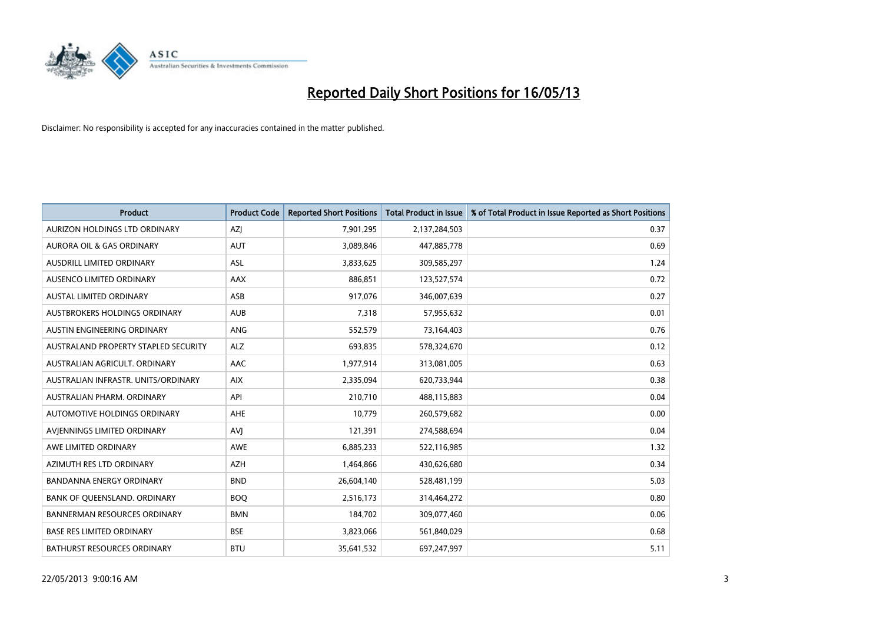# Reported Daily Short Positions for 16/05/13

Disclaimer: No responsibility is accepted for any inaccuracies contained in the matter published.

| Product | Product Code | Reported Short Positions | Total Product in Issue | % of Total Product in Issue Reported as Short Positions |
|---|---|---|---|---|
| AURIZON HOLDINGS LTD ORDINARY | AZJ | 7,901,295 | 2,137,284,503 | 0.37 |
| AURORA OIL & GAS ORDINARY | AUT | 3,089,846 | 447,885,778 | 0.69 |
| AUSDRILL LIMITED ORDINARY | ASL | 3,833,625 | 309,585,297 | 1.24 |
| AUSENCO LIMITED ORDINARY | AAX | 886,851 | 123,527,574 | 0.72 |
| AUSTAL LIMITED ORDINARY | ASB | 917,076 | 346,007,639 | 0.27 |
| AUSTBROKERS HOLDINGS ORDINARY | AUB | 7,318 | 57,955,632 | 0.01 |
| AUSTIN ENGINEERING ORDINARY | ANG | 552,579 | 73,164,403 | 0.76 |
| AUSTRALAND PROPERTY STAPLED SECURITY | ALZ | 693,835 | 578,324,670 | 0.12 |
| AUSTRALIAN AGRICULT. ORDINARY | AAC | 1,977,914 | 313,081,005 | 0.63 |
| AUSTRALIAN INFRASTR. UNITS/ORDINARY | AIX | 2,335,094 | 620,733,944 | 0.38 |
| AUSTRALIAN PHARM. ORDINARY | API | 210,710 | 488,115,883 | 0.04 |
| AUTOMOTIVE HOLDINGS ORDINARY | AHE | 10,779 | 260,579,682 | 0.00 |
| AVJENNINGS LIMITED ORDINARY | AVJ | 121,391 | 274,588,694 | 0.04 |
| AWE LIMITED ORDINARY | AWE | 6,885,233 | 522,116,985 | 1.32 |
| AZIMUTH RES LTD ORDINARY | AZH | 1,464,866 | 430,626,680 | 0.34 |
| BANDANNA ENERGY ORDINARY | BND | 26,604,140 | 528,481,199 | 5.03 |
| BANK OF QUEENSLAND. ORDINARY | BOQ | 2,516,173 | 314,464,272 | 0.80 |
| BANNERMAN RESOURCES ORDINARY | BMN | 184,702 | 309,077,460 | 0.06 |
| BASE RES LIMITED ORDINARY | BSE | 3,823,066 | 561,840,029 | 0.68 |
| BATHURST RESOURCES ORDINARY | BTU | 35,641,532 | 697,247,997 | 5.11 |

22/05/2013 9:00:16 AM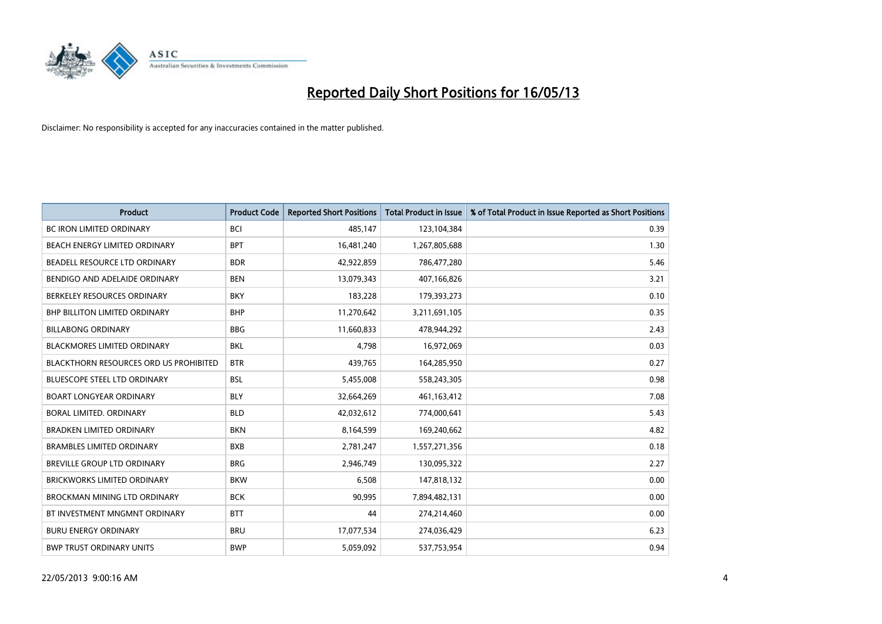# Reported Daily Short Positions for 16/05/13

Disclaimer: No responsibility is accepted for any inaccuracies contained in the matter published.

| Product | Product Code | Reported Short Positions | Total Product in Issue | % of Total Product in Issue Reported as Short Positions |
|---|---|---|---|---|
| BC IRON LIMITED ORDINARY | BCI | 485,147 | 123,104,384 | 0.39 |
| BEACH ENERGY LIMITED ORDINARY | BPT | 16,481,240 | 1,267,805,688 | 1.30 |
| BEADELL RESOURCE LTD ORDINARY | BDR | 42,922,859 | 786,477,280 | 5.46 |
| BENDIGO AND ADELAIDE ORDINARY | BEN | 13,079,343 | 407,166,826 | 3.21 |
| BERKELEY RESOURCES ORDINARY | BKY | 183,228 | 179,393,273 | 0.10 |
| BHP BILLITON LIMITED ORDINARY | BHP | 11,270,642 | 3,211,691,105 | 0.35 |
| BILLABONG ORDINARY | BBG | 11,660,833 | 478,944,292 | 2.43 |
| BLACKMORES LIMITED ORDINARY | BKL | 4,798 | 16,972,069 | 0.03 |
| BLACKTHORN RESOURCES ORD US PROHIBITED | BTR | 439,765 | 164,285,950 | 0.27 |
| BLUESCOPE STEEL LTD ORDINARY | BSL | 5,455,008 | 558,243,305 | 0.98 |
| BOART LONGYEAR ORDINARY | BLY | 32,664,269 | 461,163,412 | 7.08 |
| BORAL LIMITED. ORDINARY | BLD | 42,032,612 | 774,000,641 | 5.43 |
| BRADKEN LIMITED ORDINARY | BKN | 8,164,599 | 169,240,662 | 4.82 |
| BRAMBLES LIMITED ORDINARY | BXB | 2,781,247 | 1,557,271,356 | 0.18 |
| BREVILLE GROUP LTD ORDINARY | BRG | 2,946,749 | 130,095,322 | 2.27 |
| BRICKWORKS LIMITED ORDINARY | BKW | 6,508 | 147,818,132 | 0.00 |
| BROCKMAN MINING LTD ORDINARY | BCK | 90,995 | 7,894,482,131 | 0.00 |
| BT INVESTMENT MNGMNT ORDINARY | BTT | 44 | 274,214,460 | 0.00 |
| BURU ENERGY ORDINARY | BRU | 17,077,534 | 274,036,429 | 6.23 |
| BWP TRUST ORDINARY UNITS | BWP | 5,059,092 | 537,753,954 | 0.94 |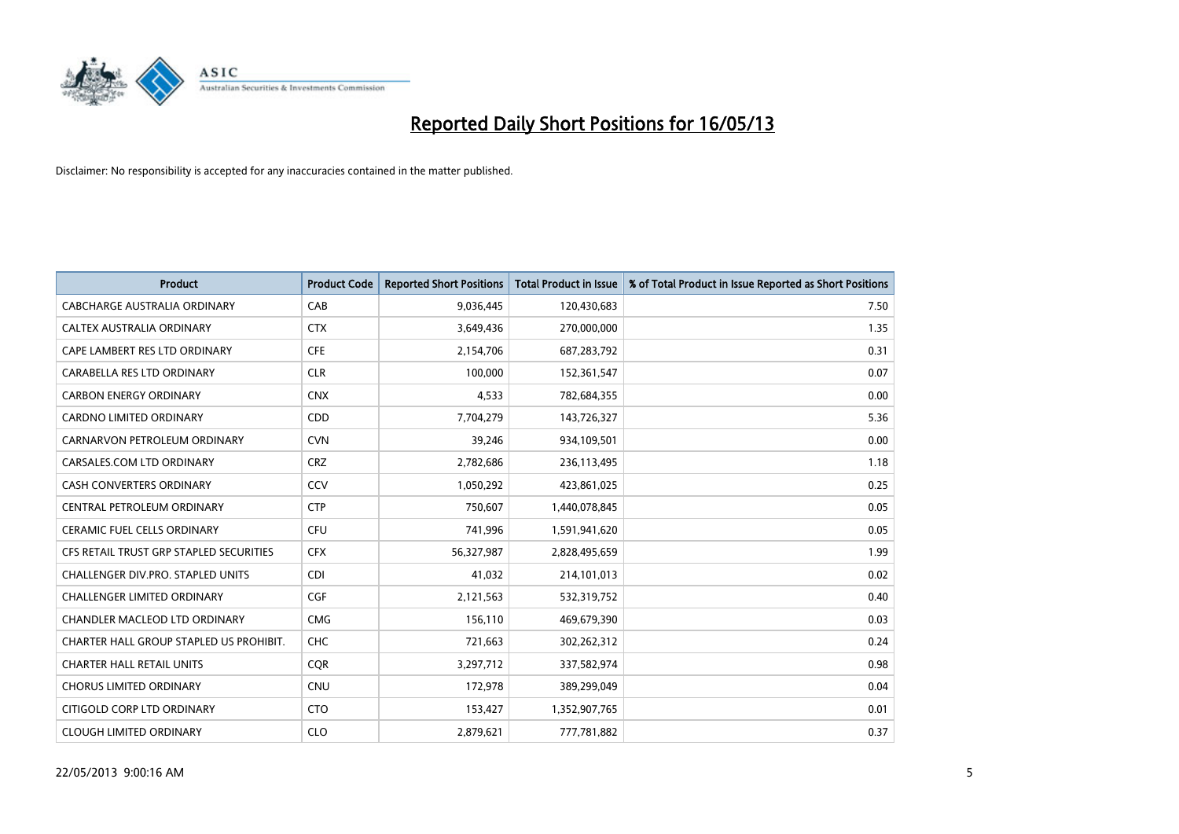# Reported Daily Short Positions for 16/05/13

Disclaimer: No responsibility is accepted for any inaccuracies contained in the matter published.

| Product | Product Code | Reported Short Positions | Total Product in Issue | % of Total Product in Issue Reported as Short Positions |
|---|---|---|---|---|
| CABCHARGE AUSTRALIA ORDINARY | CAB | 9,036,445 | 120,430,683 | 7.50 |
| CALTEX AUSTRALIA ORDINARY | CTX | 3,649,436 | 270,000,000 | 1.35 |
| CAPE LAMBERT RES LTD ORDINARY | CFE | 2,154,706 | 687,283,792 | 0.31 |
| CARABELLA RES LTD ORDINARY | CLR | 100,000 | 152,361,547 | 0.07 |
| CARBON ENERGY ORDINARY | CNX | 4,533 | 782,684,355 | 0.00 |
| CARDNO LIMITED ORDINARY | CDD | 7,704,279 | 143,726,327 | 5.36 |
| CARNARVON PETROLEUM ORDINARY | CVN | 39,246 | 934,109,501 | 0.00 |
| CARSALES.COM LTD ORDINARY | CRZ | 2,782,686 | 236,113,495 | 1.18 |
| CASH CONVERTERS ORDINARY | CCV | 1,050,292 | 423,861,025 | 0.25 |
| CENTRAL PETROLEUM ORDINARY | CTP | 750,607 | 1,440,078,845 | 0.05 |
| CERAMIC FUEL CELLS ORDINARY | CFU | 741,996 | 1,591,941,620 | 0.05 |
| CFS RETAIL TRUST GRP STAPLED SECURITIES | CFX | 56,327,987 | 2,828,495,659 | 1.99 |
| CHALLENGER DIV.PRO. STAPLED UNITS | CDI | 41,032 | 214,101,013 | 0.02 |
| CHALLENGER LIMITED ORDINARY | CGF | 2,121,563 | 532,319,752 | 0.40 |
| CHANDLER MACLEOD LTD ORDINARY | CMG | 156,110 | 469,679,390 | 0.03 |
| CHARTER HALL GROUP STAPLED US PROHIBIT. | CHC | 721,663 | 302,262,312 | 0.24 |
| CHARTER HALL RETAIL UNITS | CQR | 3,297,712 | 337,582,974 | 0.98 |
| CHORUS LIMITED ORDINARY | CNU | 172,978 | 389,299,049 | 0.04 |
| CITIGOLD CORP LTD ORDINARY | CTO | 153,427 | 1,352,907,765 | 0.01 |
| CLOUGH LIMITED ORDINARY | CLO | 2,879,621 | 777,781,882 | 0.37 |

22/05/2013 9:00:16 AM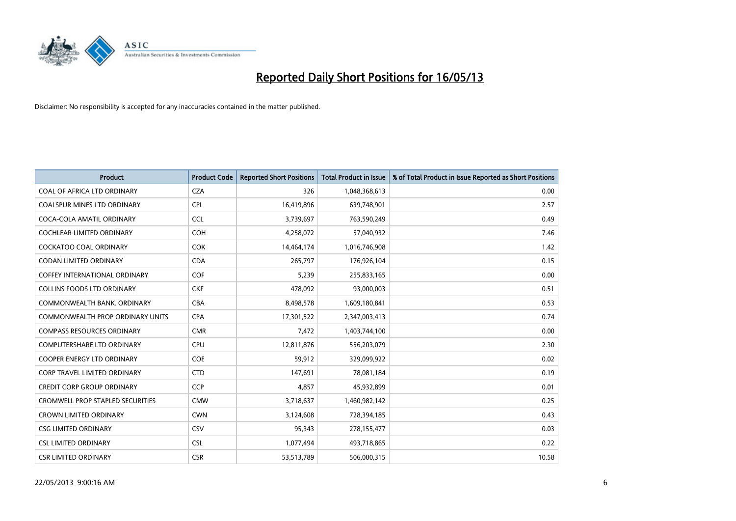# Reported Daily Short Positions for 16/05/13

Disclaimer: No responsibility is accepted for any inaccuracies contained in the matter published.

| Product | Product Code | Reported Short Positions | Total Product in Issue | % of Total Product in Issue Reported as Short Positions |
|---|---|---|---|---|
| COAL OF AFRICA LTD ORDINARY | CZA | 326 | 1,048,368,613 | 0.00 |
| COALSPUR MINES LTD ORDINARY | CPL | 16,419,896 | 639,748,901 | 2.57 |
| COCA-COLA AMATIL ORDINARY | CCL | 3,739,697 | 763,590,249 | 0.49 |
| COCHLEAR LIMITED ORDINARY | COH | 4,258,072 | 57,040,932 | 7.46 |
| COCKATOO COAL ORDINARY | COK | 14,464,174 | 1,016,746,908 | 1.42 |
| CODAN LIMITED ORDINARY | CDA | 265,797 | 176,926,104 | 0.15 |
| COFFEY INTERNATIONAL ORDINARY | COF | 5,239 | 255,833,165 | 0.00 |
| COLLINS FOODS LTD ORDINARY | CKF | 478,092 | 93,000,003 | 0.51 |
| COMMONWEALTH BANK. ORDINARY | CBA | 8,498,578 | 1,609,180,841 | 0.53 |
| COMMONWEALTH PROP ORDINARY UNITS | CPA | 17,301,522 | 2,347,003,413 | 0.74 |
| COMPASS RESOURCES ORDINARY | CMR | 7,472 | 1,403,744,100 | 0.00 |
| COMPUTERSHARE LTD ORDINARY | CPU | 12,811,876 | 556,203,079 | 2.30 |
| COOPER ENERGY LTD ORDINARY | COE | 59,912 | 329,099,922 | 0.02 |
| CORP TRAVEL LIMITED ORDINARY | CTD | 147,691 | 78,081,184 | 0.19 |
| CREDIT CORP GROUP ORDINARY | CCP | 4,857 | 45,932,899 | 0.01 |
| CROMWELL PROP STAPLED SECURITIES | CMW | 3,718,637 | 1,460,982,142 | 0.25 |
| CROWN LIMITED ORDINARY | CWN | 3,124,608 | 728,394,185 | 0.43 |
| CSG LIMITED ORDINARY | CSV | 95,343 | 278,155,477 | 0.03 |
| CSL LIMITED ORDINARY | CSL | 1,077,494 | 493,718,865 | 0.22 |
| CSR LIMITED ORDINARY | CSR | 53,513,789 | 506,000,315 | 10.58 |

22/05/2013 9:00:16 AM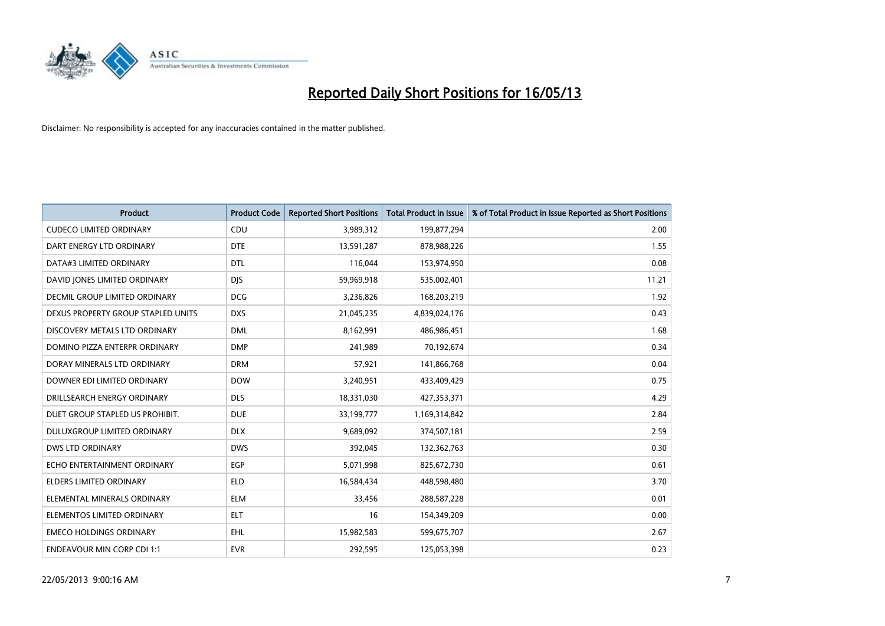# Reported Daily Short Positions for 16/05/13

Disclaimer: No responsibility is accepted for any inaccuracies contained in the matter published.

| Product | Product Code | Reported Short Positions | Total Product in Issue | % of Total Product in Issue Reported as Short Positions |
|---|---|---|---|---|
| CUDECO LIMITED ORDINARY | CDU | 3,989,312 | 199,877,294 | 2.00 |
| DART ENERGY LTD ORDINARY | DTE | 13,591,287 | 878,988,226 | 1.55 |
| DATA#3 LIMITED ORDINARY | DTL | 116,044 | 153,974,950 | 0.08 |
| DAVID JONES LIMITED ORDINARY | DJS | 59,969,918 | 535,002,401 | 11.21 |
| DECMIL GROUP LIMITED ORDINARY | DCG | 3,236,826 | 168,203,219 | 1.92 |
| DEXUS PROPERTY GROUP STAPLED UNITS | DXS | 21,045,235 | 4,839,024,176 | 0.43 |
| DISCOVERY METALS LTD ORDINARY | DML | 8,162,991 | 486,986,451 | 1.68 |
| DOMINO PIZZA ENTERPR ORDINARY | DMP | 241,989 | 70,192,674 | 0.34 |
| DORAY MINERALS LTD ORDINARY | DRM | 57,921 | 141,866,768 | 0.04 |
| DOWNER EDI LIMITED ORDINARY | DOW | 3,240,951 | 433,409,429 | 0.75 |
| DRILLSEARCH ENERGY ORDINARY | DLS | 18,331,030 | 427,353,371 | 4.29 |
| DUET GROUP STAPLED US PROHIBIT. | DUE | 33,199,777 | 1,169,314,842 | 2.84 |
| DULUXGROUP LIMITED ORDINARY | DLX | 9,689,092 | 374,507,181 | 2.59 |
| DWS LTD ORDINARY | DWS | 392,045 | 132,362,763 | 0.30 |
| ECHO ENTERTAINMENT ORDINARY | EGP | 5,071,998 | 825,672,730 | 0.61 |
| ELDERS LIMITED ORDINARY | ELD | 16,584,434 | 448,598,480 | 3.70 |
| ELEMENTAL MINERALS ORDINARY | ELM | 33,456 | 288,587,228 | 0.01 |
| ELEMENTOS LIMITED ORDINARY | ELT | 16 | 154,349,209 | 0.00 |
| EMECO HOLDINGS ORDINARY | EHL | 15,982,583 | 599,675,707 | 2.67 |
| ENDEAVOUR MIN CORP CDI 1:1 | EVR | 292,595 | 125,053,398 | 0.23 |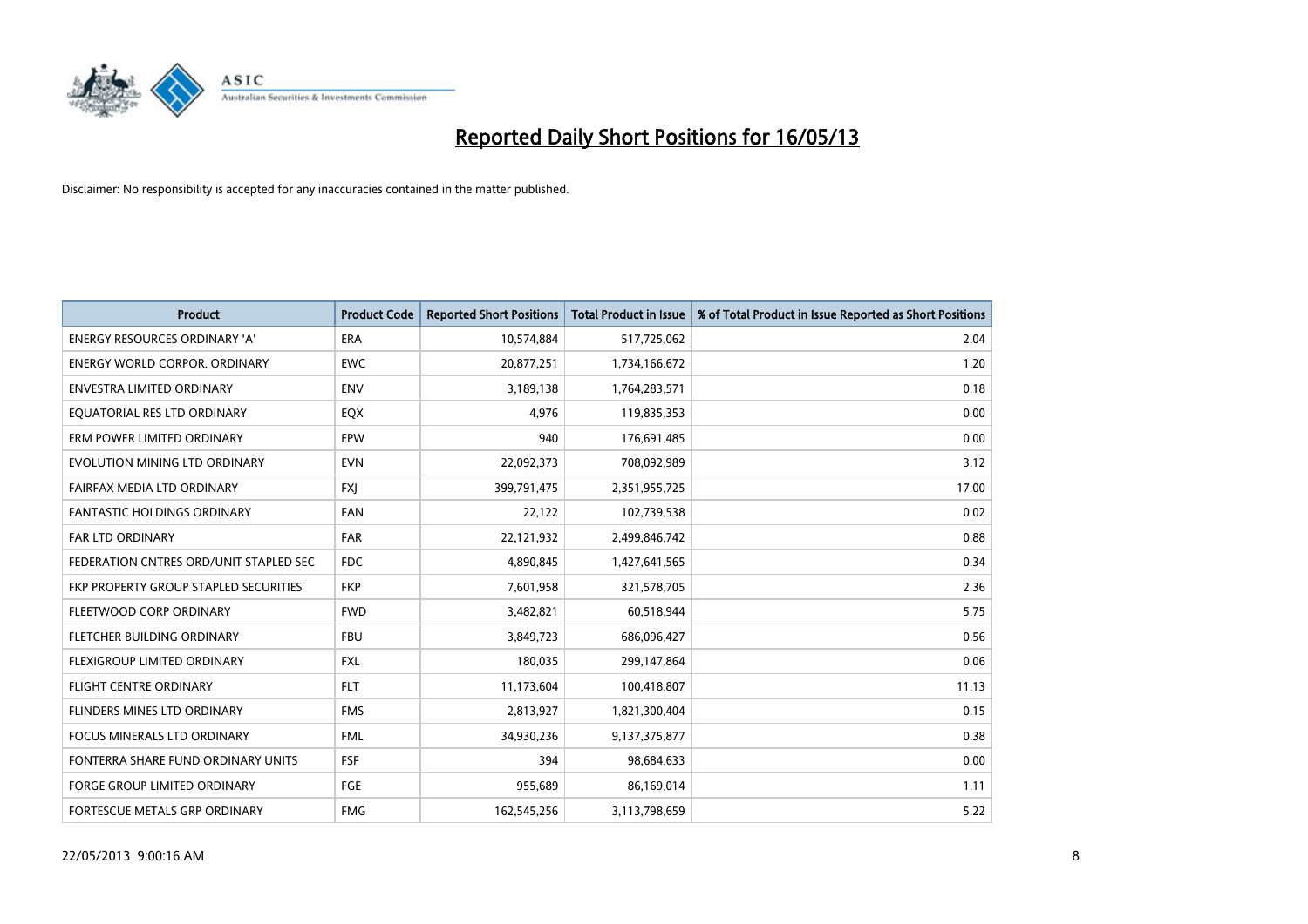# Reported Daily Short Positions for 16/05/13

Disclaimer: No responsibility is accepted for any inaccuracies contained in the matter published.

| Product | Product Code | Reported Short Positions | Total Product in Issue | % of Total Product in Issue Reported as Short Positions |
|---|---|---|---|---|
| ENERGY RESOURCES ORDINARY 'A' | ERA | 10,574,884 | 517,725,062 | 2.04 |
| ENERGY WORLD CORPOR. ORDINARY | EWC | 20,877,251 | 1,734,166,672 | 1.20 |
| ENVESTRA LIMITED ORDINARY | ENV | 3,189,138 | 1,764,283,571 | 0.18 |
| EQUATORIAL RES LTD ORDINARY | EQX | 4,976 | 119,835,353 | 0.00 |
| ERM POWER LIMITED ORDINARY | EPW | 940 | 176,691,485 | 0.00 |
| EVOLUTION MINING LTD ORDINARY | EVN | 22,092,373 | 708,092,989 | 3.12 |
| FAIRFAX MEDIA LTD ORDINARY | FXJ | 399,791,475 | 2,351,955,725 | 17.00 |
| FANTASTIC HOLDINGS ORDINARY | FAN | 22,122 | 102,739,538 | 0.02 |
| FAR LTD ORDINARY | FAR | 22,121,932 | 2,499,846,742 | 0.88 |
| FEDERATION CNTRES ORD/UNIT STAPLED SEC | FDC | 4,890,845 | 1,427,641,565 | 0.34 |
| FKP PROPERTY GROUP STAPLED SECURITIES | FKP | 7,601,958 | 321,578,705 | 2.36 |
| FLEETWOOD CORP ORDINARY | FWD | 3,482,821 | 60,518,944 | 5.75 |
| FLETCHER BUILDING ORDINARY | FBU | 3,849,723 | 686,096,427 | 0.56 |
| FLEXIGROUP LIMITED ORDINARY | FXL | 180,035 | 299,147,864 | 0.06 |
| FLIGHT CENTRE ORDINARY | FLT | 11,173,604 | 100,418,807 | 11.13 |
| FLINDERS MINES LTD ORDINARY | FMS | 2,813,927 | 1,821,300,404 | 0.15 |
| FOCUS MINERALS LTD ORDINARY | FML | 34,930,236 | 9,137,375,877 | 0.38 |
| FONTERRA SHARE FUND ORDINARY UNITS | FSF | 394 | 98,684,633 | 0.00 |
| FORGE GROUP LIMITED ORDINARY | FGE | 955,689 | 86,169,014 | 1.11 |
| FORTESCUE METALS GRP ORDINARY | FMG | 162,545,256 | 3,113,798,659 | 5.22 |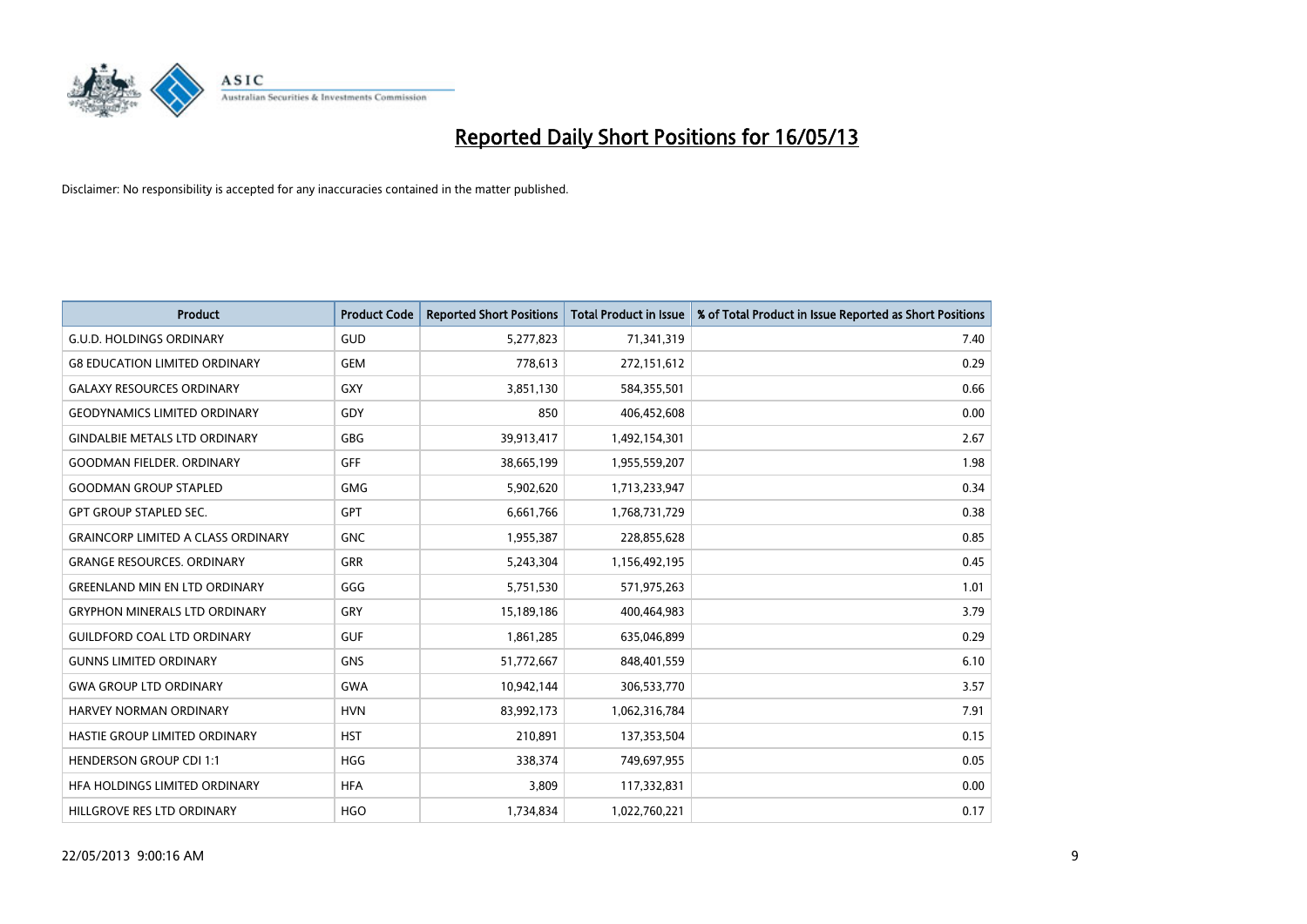# Reported Daily Short Positions for 16/05/13

Disclaimer: No responsibility is accepted for any inaccuracies contained in the matter published.

| Product | Product Code | Reported Short Positions | Total Product in Issue | % of Total Product in Issue Reported as Short Positions |
|---|---|---|---|---|
| G.U.D. HOLDINGS ORDINARY | GUD | 5,277,823 | 71,341,319 | 7.40 |
| G8 EDUCATION LIMITED ORDINARY | GEM | 778,613 | 272,151,612 | 0.29 |
| GALAXY RESOURCES ORDINARY | GXY | 3,851,130 | 584,355,501 | 0.66 |
| GEODYNAMICS LIMITED ORDINARY | GDY | 850 | 406,452,608 | 0.00 |
| GINDALBIE METALS LTD ORDINARY | GBG | 39,913,417 | 1,492,154,301 | 2.67 |
| GOODMAN FIELDER. ORDINARY | GFF | 38,665,199 | 1,955,559,207 | 1.98 |
| GOODMAN GROUP STAPLED | GMG | 5,902,620 | 1,713,233,947 | 0.34 |
| GPT GROUP STAPLED SEC. | GPT | 6,661,766 | 1,768,731,729 | 0.38 |
| GRAINCORP LIMITED A CLASS ORDINARY | GNC | 1,955,387 | 228,855,628 | 0.85 |
| GRANGE RESOURCES. ORDINARY | GRR | 5,243,304 | 1,156,492,195 | 0.45 |
| GREENLAND MIN EN LTD ORDINARY | GGG | 5,751,530 | 571,975,263 | 1.01 |
| GRYPHON MINERALS LTD ORDINARY | GRY | 15,189,186 | 400,464,983 | 3.79 |
| GUILDFORD COAL LTD ORDINARY | GUF | 1,861,285 | 635,046,899 | 0.29 |
| GUNNS LIMITED ORDINARY | GNS | 51,772,667 | 848,401,559 | 6.10 |
| GWA GROUP LTD ORDINARY | GWA | 10,942,144 | 306,533,770 | 3.57 |
| HARVEY NORMAN ORDINARY | HVN | 83,992,173 | 1,062,316,784 | 7.91 |
| HASTIE GROUP LIMITED ORDINARY | HST | 210,891 | 137,353,504 | 0.15 |
| HENDERSON GROUP CDI 1:1 | HGG | 338,374 | 749,697,955 | 0.05 |
| HFA HOLDINGS LIMITED ORDINARY | HFA | 3,809 | 117,332,831 | 0.00 |
| HILLGROVE RES LTD ORDINARY | HGO | 1,734,834 | 1,022,760,221 | 0.17 |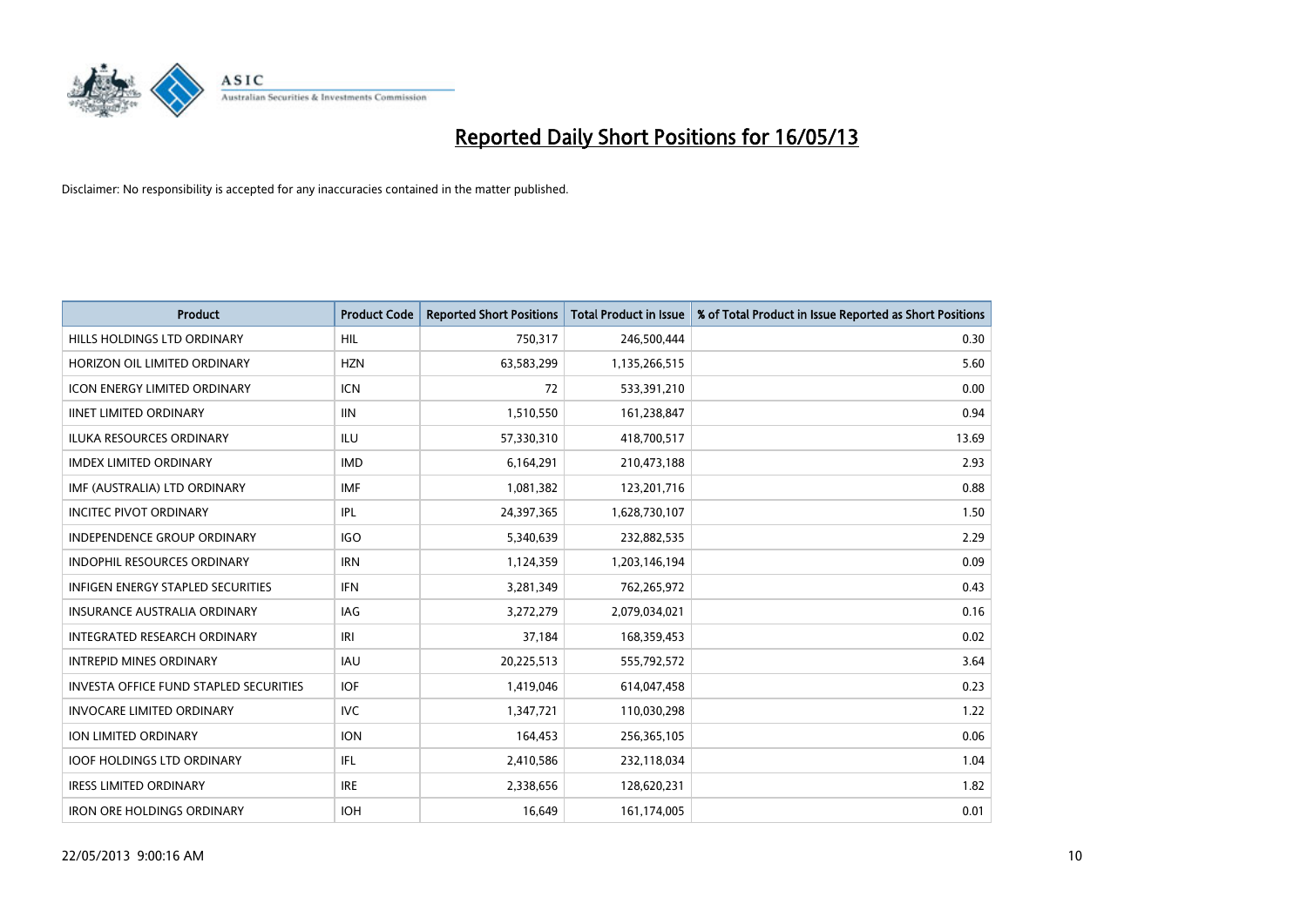# Reported Daily Short Positions for 16/05/13

Disclaimer: No responsibility is accepted for any inaccuracies contained in the matter published.

| Product | Product Code | Reported Short Positions | Total Product in Issue | % of Total Product in Issue Reported as Short Positions |
|---|---|---|---|---|
| HILLS HOLDINGS LTD ORDINARY | HIL | 750,317 | 246,500,444 | 0.30 |
| HORIZON OIL LIMITED ORDINARY | HZN | 63,583,299 | 1,135,266,515 | 5.60 |
| ICON ENERGY LIMITED ORDINARY | ICN | 72 | 533,391,210 | 0.00 |
| IINET LIMITED ORDINARY | IIN | 1,510,550 | 161,238,847 | 0.94 |
| ILUKA RESOURCES ORDINARY | ILU | 57,330,310 | 418,700,517 | 13.69 |
| IMDEX LIMITED ORDINARY | IMD | 6,164,291 | 210,473,188 | 2.93 |
| IMF (AUSTRALIA) LTD ORDINARY | IMF | 1,081,382 | 123,201,716 | 0.88 |
| INCITEC PIVOT ORDINARY | IPL | 24,397,365 | 1,628,730,107 | 1.50 |
| INDEPENDENCE GROUP ORDINARY | IGO | 5,340,639 | 232,882,535 | 2.29 |
| INDOPHIL RESOURCES ORDINARY | IRN | 1,124,359 | 1,203,146,194 | 0.09 |
| INFIGEN ENERGY STAPLED SECURITIES | IFN | 3,281,349 | 762,265,972 | 0.43 |
| INSURANCE AUSTRALIA ORDINARY | IAG | 3,272,279 | 2,079,034,021 | 0.16 |
| INTEGRATED RESEARCH ORDINARY | IRI | 37,184 | 168,359,453 | 0.02 |
| INTREPID MINES ORDINARY | IAU | 20,225,513 | 555,792,572 | 3.64 |
| INVESTA OFFICE FUND STAPLED SECURITIES | IOF | 1,419,046 | 614,047,458 | 0.23 |
| INVOCARE LIMITED ORDINARY | IVC | 1,347,721 | 110,030,298 | 1.22 |
| ION LIMITED ORDINARY | ION | 164,453 | 256,365,105 | 0.06 |
| IOOF HOLDINGS LTD ORDINARY | IFL | 2,410,586 | 232,118,034 | 1.04 |
| IRESS LIMITED ORDINARY | IRE | 2,338,656 | 128,620,231 | 1.82 |
| IRON ORE HOLDINGS ORDINARY | IOH | 16,649 | 161,174,005 | 0.01 |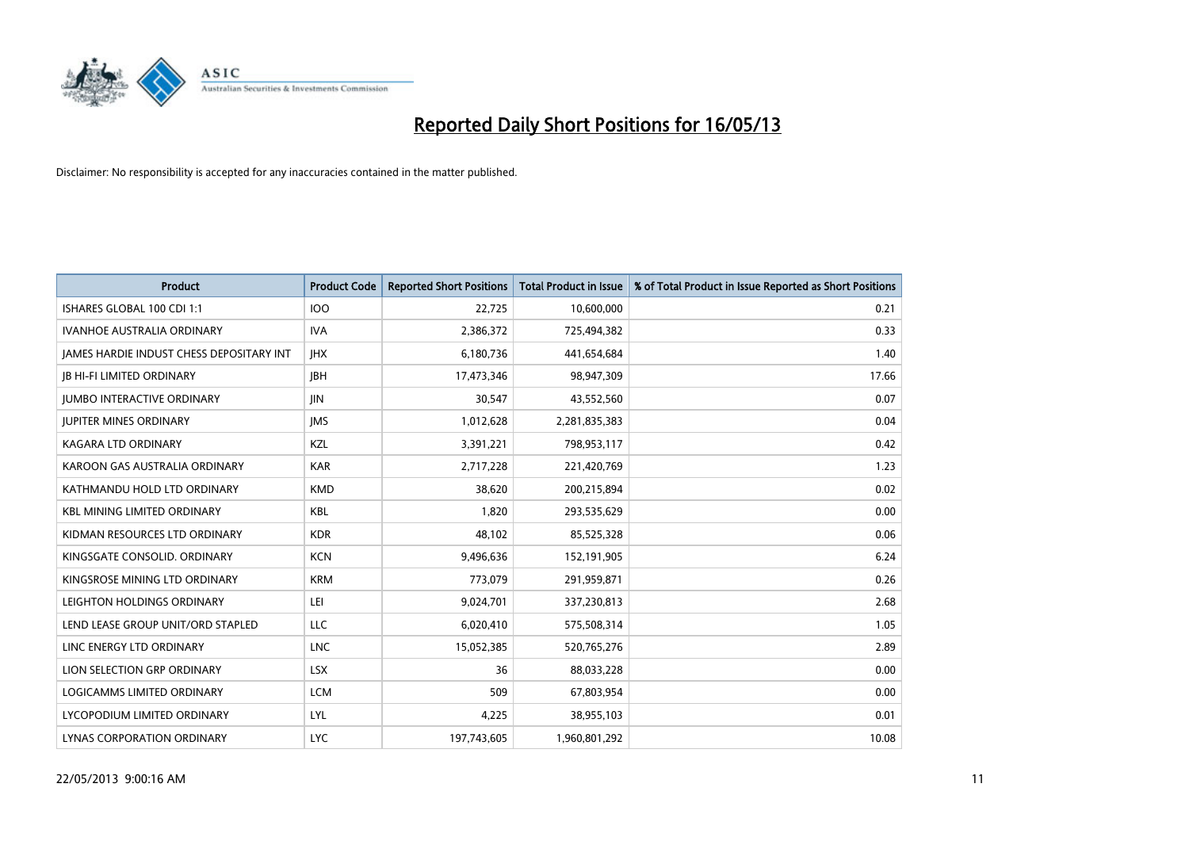# Reported Daily Short Positions for 16/05/13

Disclaimer: No responsibility is accepted for any inaccuracies contained in the matter published.

| Product | Product Code | Reported Short Positions | Total Product in Issue | % of Total Product in Issue Reported as Short Positions |
|---|---|---|---|---|
| ISHARES GLOBAL 100 CDI 1:1 | IOO | 22,725 | 10,600,000 | 0.21 |
| IVANHOE AUSTRALIA ORDINARY | IVA | 2,386,372 | 725,494,382 | 0.33 |
| JAMES HARDIE INDUST CHESS DEPOSITARY INT | JHX | 6,180,736 | 441,654,684 | 1.40 |
| JB HI-FI LIMITED ORDINARY | JBH | 17,473,346 | 98,947,309 | 17.66 |
| JUMBO INTERACTIVE ORDINARY | JIN | 30,547 | 43,552,560 | 0.07 |
| JUPITER MINES ORDINARY | JMS | 1,012,628 | 2,281,835,383 | 0.04 |
| KAGARA LTD ORDINARY | KZL | 3,391,221 | 798,953,117 | 0.42 |
| KAROON GAS AUSTRALIA ORDINARY | KAR | 2,717,228 | 221,420,769 | 1.23 |
| KATHMANDU HOLD LTD ORDINARY | KMD | 38,620 | 200,215,894 | 0.02 |
| KBL MINING LIMITED ORDINARY | KBL | 1,820 | 293,535,629 | 0.00 |
| KIDMAN RESOURCES LTD ORDINARY | KDR | 48,102 | 85,525,328 | 0.06 |
| KINGSGATE CONSOLID. ORDINARY | KCN | 9,496,636 | 152,191,905 | 6.24 |
| KINGSROSE MINING LTD ORDINARY | KRM | 773,079 | 291,959,871 | 0.26 |
| LEIGHTON HOLDINGS ORDINARY | LEI | 9,024,701 | 337,230,813 | 2.68 |
| LEND LEASE GROUP UNIT/ORD STAPLED | LLC | 6,020,410 | 575,508,314 | 1.05 |
| LINC ENERGY LTD ORDINARY | LNC | 15,052,385 | 520,765,276 | 2.89 |
| LION SELECTION GRP ORDINARY | LSX | 36 | 88,033,228 | 0.00 |
| LOGICAMMS LIMITED ORDINARY | LCM | 509 | 67,803,954 | 0.00 |
| LYCOPODIUM LIMITED ORDINARY | LYL | 4,225 | 38,955,103 | 0.01 |
| LYNAS CORPORATION ORDINARY | LYC | 197,743,605 | 1,960,801,292 | 10.08 |

22/05/2013 9:00:16 AM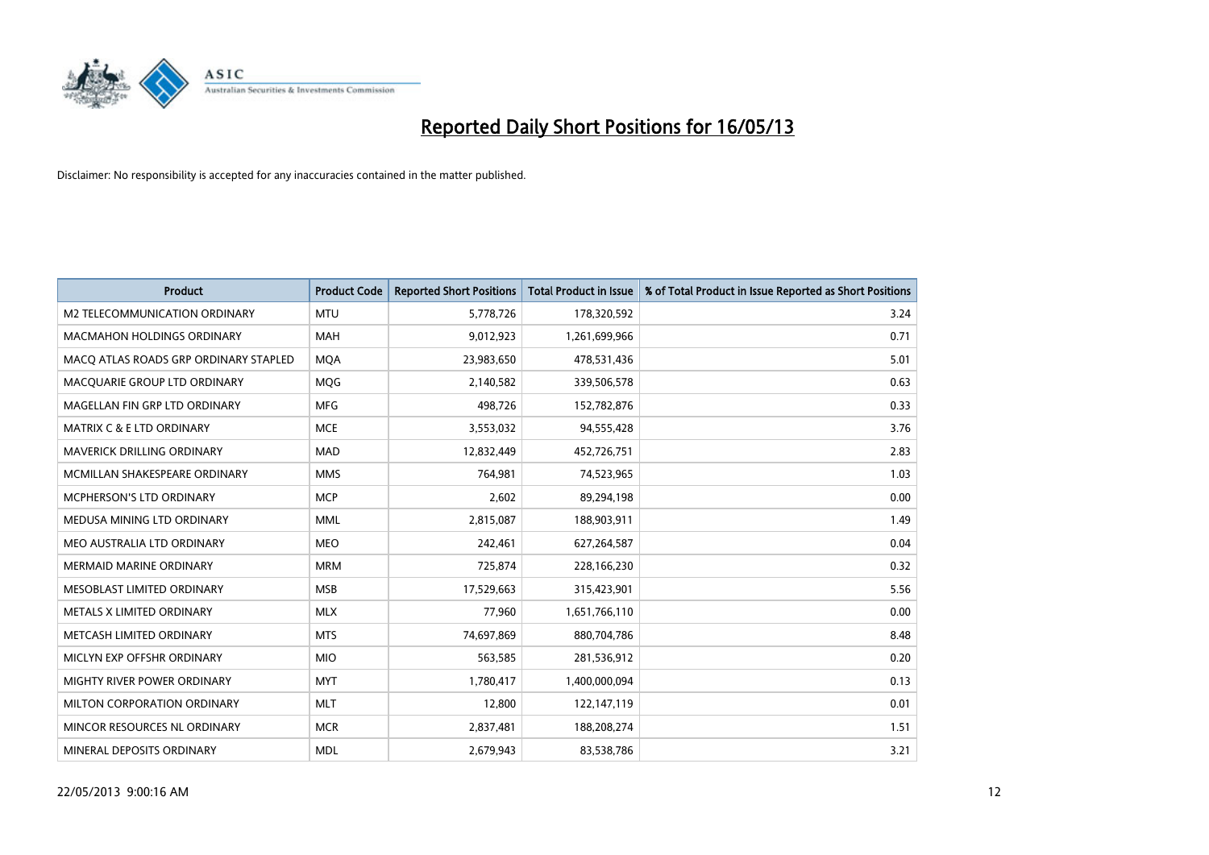# Reported Daily Short Positions for 16/05/13

Disclaimer: No responsibility is accepted for any inaccuracies contained in the matter published.

| Product | Product Code | Reported Short Positions | Total Product in Issue | % of Total Product in Issue Reported as Short Positions |
|---|---|---|---|---|
| M2 TELECOMMUNICATION ORDINARY | MTU | 5,778,726 | 178,320,592 | 3.24 |
| MACMAHON HOLDINGS ORDINARY | MAH | 9,012,923 | 1,261,699,966 | 0.71 |
| MACQ ATLAS ROADS GRP ORDINARY STAPLED | MQA | 23,983,650 | 478,531,436 | 5.01 |
| MACQUARIE GROUP LTD ORDINARY | MQG | 2,140,582 | 339,506,578 | 0.63 |
| MAGELLAN FIN GRP LTD ORDINARY | MFG | 498,726 | 152,782,876 | 0.33 |
| MATRIX C & E LTD ORDINARY | MCE | 3,553,032 | 94,555,428 | 3.76 |
| MAVERICK DRILLING ORDINARY | MAD | 12,832,449 | 452,726,751 | 2.83 |
| MCMILLAN SHAKESPEARE ORDINARY | MMS | 764,981 | 74,523,965 | 1.03 |
| MCPHERSON'S LTD ORDINARY | MCP | 2,602 | 89,294,198 | 0.00 |
| MEDUSA MINING LTD ORDINARY | MML | 2,815,087 | 188,903,911 | 1.49 |
| MEO AUSTRALIA LTD ORDINARY | MEO | 242,461 | 627,264,587 | 0.04 |
| MERMAID MARINE ORDINARY | MRM | 725,874 | 228,166,230 | 0.32 |
| MESOBLAST LIMITED ORDINARY | MSB | 17,529,663 | 315,423,901 | 5.56 |
| METALS X LIMITED ORDINARY | MLX | 77,960 | 1,651,766,110 | 0.00 |
| METCASH LIMITED ORDINARY | MTS | 74,697,869 | 880,704,786 | 8.48 |
| MICLYN EXP OFFSHR ORDINARY | MIO | 563,585 | 281,536,912 | 0.20 |
| MIGHTY RIVER POWER ORDINARY | MYT | 1,780,417 | 1,400,000,094 | 0.13 |
| MILTON CORPORATION ORDINARY | MLT | 12,800 | 122,147,119 | 0.01 |
| MINCOR RESOURCES NL ORDINARY | MCR | 2,837,481 | 188,208,274 | 1.51 |
| MINERAL DEPOSITS ORDINARY | MDL | 2,679,943 | 83,538,786 | 3.21 |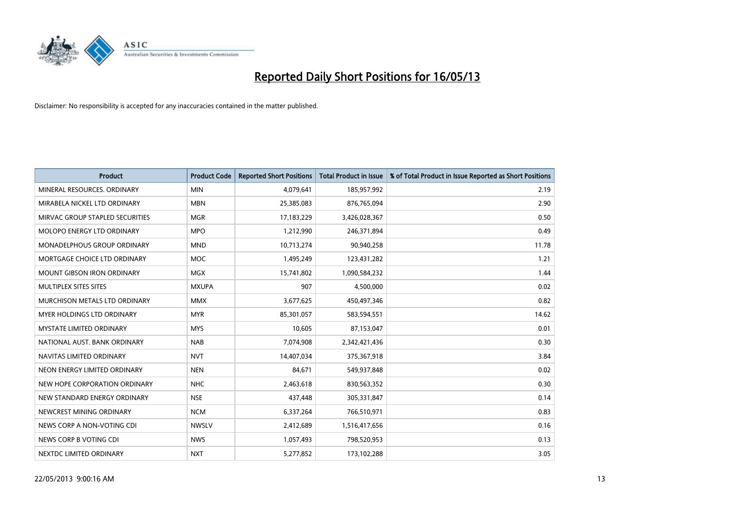# Reported Daily Short Positions for 16/05/13

Disclaimer: No responsibility is accepted for any inaccuracies contained in the matter published.

| Product | Product Code | Reported Short Positions | Total Product in Issue | % of Total Product in Issue Reported as Short Positions |
|---|---|---|---|---|
| MINERAL RESOURCES. ORDINARY | MIN | 4,079,641 | 185,957,992 | 2.19 |
| MIRABELA NICKEL LTD ORDINARY | MBN | 25,385,083 | 876,765,094 | 2.90 |
| MIRVAC GROUP STAPLED SECURITIES | MGR | 17,183,229 | 3,426,028,367 | 0.50 |
| MOLOPO ENERGY LTD ORDINARY | MPO | 1,212,990 | 246,371,894 | 0.49 |
| MONADELPHOUS GROUP ORDINARY | MND | 10,713,274 | 90,940,258 | 11.78 |
| MORTGAGE CHOICE LTD ORDINARY | MOC | 1,495,249 | 123,431,282 | 1.21 |
| MOUNT GIBSON IRON ORDINARY | MGX | 15,741,802 | 1,090,584,232 | 1.44 |
| MULTIPLEX SITES SITES | MXUPA | 907 | 4,500,000 | 0.02 |
| MURCHISON METALS LTD ORDINARY | MMX | 3,677,625 | 450,497,346 | 0.82 |
| MYER HOLDINGS LTD ORDINARY | MYR | 85,301,057 | 583,594,551 | 14.62 |
| MYSTATE LIMITED ORDINARY | MYS | 10,605 | 87,153,047 | 0.01 |
| NATIONAL AUST. BANK ORDINARY | NAB | 7,074,908 | 2,342,421,436 | 0.30 |
| NAVITAS LIMITED ORDINARY | NVT | 14,407,034 | 375,367,918 | 3.84 |
| NEON ENERGY LIMITED ORDINARY | NEN | 84,671 | 549,937,848 | 0.02 |
| NEW HOPE CORPORATION ORDINARY | NHC | 2,463,618 | 830,563,352 | 0.30 |
| NEW STANDARD ENERGY ORDINARY | NSE | 437,448 | 305,331,847 | 0.14 |
| NEWCREST MINING ORDINARY | NCM | 6,337,264 | 766,510,971 | 0.83 |
| NEWS CORP A NON-VOTING CDI | NWSLV | 2,412,689 | 1,516,417,656 | 0.16 |
| NEWS CORP B VOTING CDI | NWS | 1,057,493 | 798,520,953 | 0.13 |
| NEXTDC LIMITED ORDINARY | NXT | 5,277,852 | 173,102,288 | 3.05 |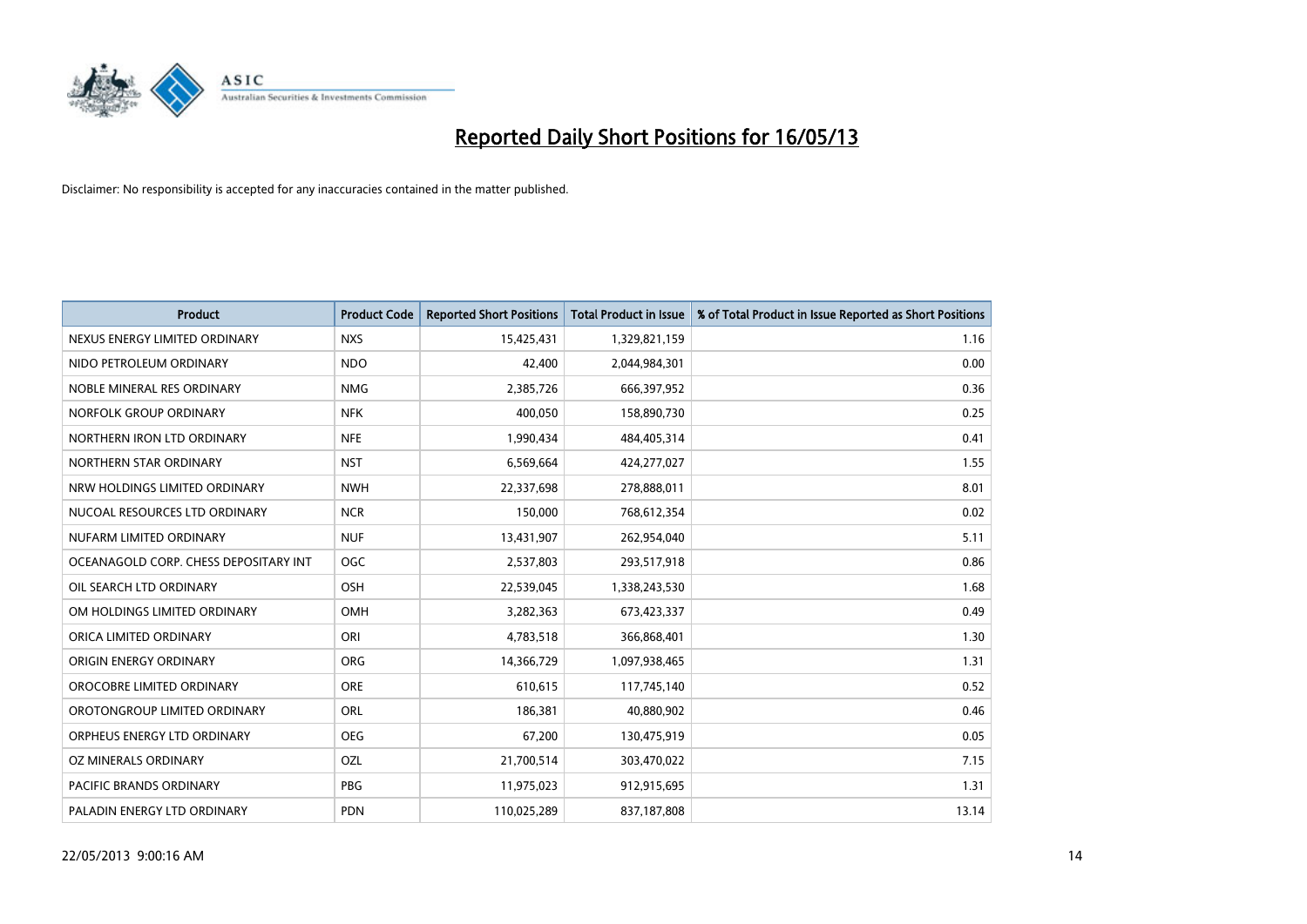# Reported Daily Short Positions for 16/05/13

Disclaimer: No responsibility is accepted for any inaccuracies contained in the matter published.

| Product | Product Code | Reported Short Positions | Total Product in Issue | % of Total Product in Issue Reported as Short Positions |
|---|---|---|---|---|
| NEXUS ENERGY LIMITED ORDINARY | NXS | 15,425,431 | 1,329,821,159 | 1.16 |
| NIDO PETROLEUM ORDINARY | NDO | 42,400 | 2,044,984,301 | 0.00 |
| NOBLE MINERAL RES ORDINARY | NMG | 2,385,726 | 666,397,952 | 0.36 |
| NORFOLK GROUP ORDINARY | NFK | 400,050 | 158,890,730 | 0.25 |
| NORTHERN IRON LTD ORDINARY | NFE | 1,990,434 | 484,405,314 | 0.41 |
| NORTHERN STAR ORDINARY | NST | 6,569,664 | 424,277,027 | 1.55 |
| NRW HOLDINGS LIMITED ORDINARY | NWH | 22,337,698 | 278,888,011 | 8.01 |
| NUCOAL RESOURCES LTD ORDINARY | NCR | 150,000 | 768,612,354 | 0.02 |
| NUFARM LIMITED ORDINARY | NUF | 13,431,907 | 262,954,040 | 5.11 |
| OCEANAGOLD CORP. CHESS DEPOSITARY INT | OGC | 2,537,803 | 293,517,918 | 0.86 |
| OIL SEARCH LTD ORDINARY | OSH | 22,539,045 | 1,338,243,530 | 1.68 |
| OM HOLDINGS LIMITED ORDINARY | OMH | 3,282,363 | 673,423,337 | 0.49 |
| ORICA LIMITED ORDINARY | ORI | 4,783,518 | 366,868,401 | 1.30 |
| ORIGIN ENERGY ORDINARY | ORG | 14,366,729 | 1,097,938,465 | 1.31 |
| OROCOBRE LIMITED ORDINARY | ORE | 610,615 | 117,745,140 | 0.52 |
| OROTONGROUP LIMITED ORDINARY | ORL | 186,381 | 40,880,902 | 0.46 |
| ORPHEUS ENERGY LTD ORDINARY | OEG | 67,200 | 130,475,919 | 0.05 |
| OZ MINERALS ORDINARY | OZL | 21,700,514 | 303,470,022 | 7.15 |
| PACIFIC BRANDS ORDINARY | PBG | 11,975,023 | 912,915,695 | 1.31 |
| PALADIN ENERGY LTD ORDINARY | PDN | 110,025,289 | 837,187,808 | 13.14 |

22/05/2013 9:00:16 AM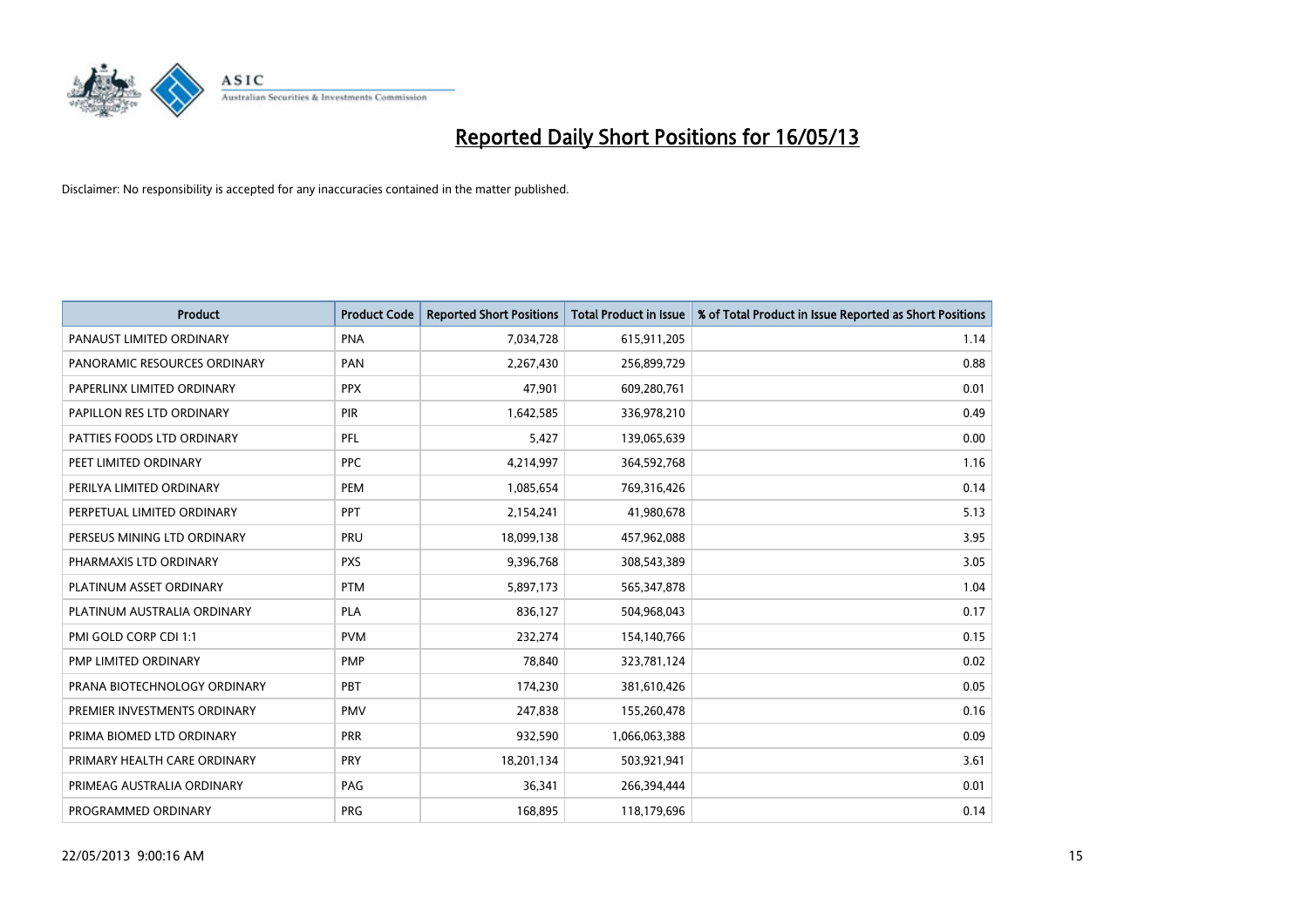# Reported Daily Short Positions for 16/05/13

Disclaimer: No responsibility is accepted for any inaccuracies contained in the matter published.

| Product | Product Code | Reported Short Positions | Total Product in Issue | % of Total Product in Issue Reported as Short Positions |
|---|---|---|---|---|
| PANAUST LIMITED ORDINARY | PNA | 7,034,728 | 615,911,205 | 1.14 |
| PANORAMIC RESOURCES ORDINARY | PAN | 2,267,430 | 256,899,729 | 0.88 |
| PAPERLINX LIMITED ORDINARY | PPX | 47,901 | 609,280,761 | 0.01 |
| PAPILLON RES LTD ORDINARY | PIR | 1,642,585 | 336,978,210 | 0.49 |
| PATTIES FOODS LTD ORDINARY | PFL | 5,427 | 139,065,639 | 0.00 |
| PEET LIMITED ORDINARY | PPC | 4,214,997 | 364,592,768 | 1.16 |
| PERILYA LIMITED ORDINARY | PEM | 1,085,654 | 769,316,426 | 0.14 |
| PERPETUAL LIMITED ORDINARY | PPT | 2,154,241 | 41,980,678 | 5.13 |
| PERSEUS MINING LTD ORDINARY | PRU | 18,099,138 | 457,962,088 | 3.95 |
| PHARMAXIS LTD ORDINARY | PXS | 9,396,768 | 308,543,389 | 3.05 |
| PLATINUM ASSET ORDINARY | PTM | 5,897,173 | 565,347,878 | 1.04 |
| PLATINUM AUSTRALIA ORDINARY | PLA | 836,127 | 504,968,043 | 0.17 |
| PMI GOLD CORP CDI 1:1 | PVM | 232,274 | 154,140,766 | 0.15 |
| PMP LIMITED ORDINARY | PMP | 78,840 | 323,781,124 | 0.02 |
| PRANA BIOTECHNOLOGY ORDINARY | PBT | 174,230 | 381,610,426 | 0.05 |
| PREMIER INVESTMENTS ORDINARY | PMV | 247,838 | 155,260,478 | 0.16 |
| PRIMA BIOMED LTD ORDINARY | PRR | 932,590 | 1,066,063,388 | 0.09 |
| PRIMARY HEALTH CARE ORDINARY | PRY | 18,201,134 | 503,921,941 | 3.61 |
| PRIMEAG AUSTRALIA ORDINARY | PAG | 36,341 | 266,394,444 | 0.01 |
| PROGRAMMED ORDINARY | PRG | 168,895 | 118,179,696 | 0.14 |

22/05/2013 9:00:16 AM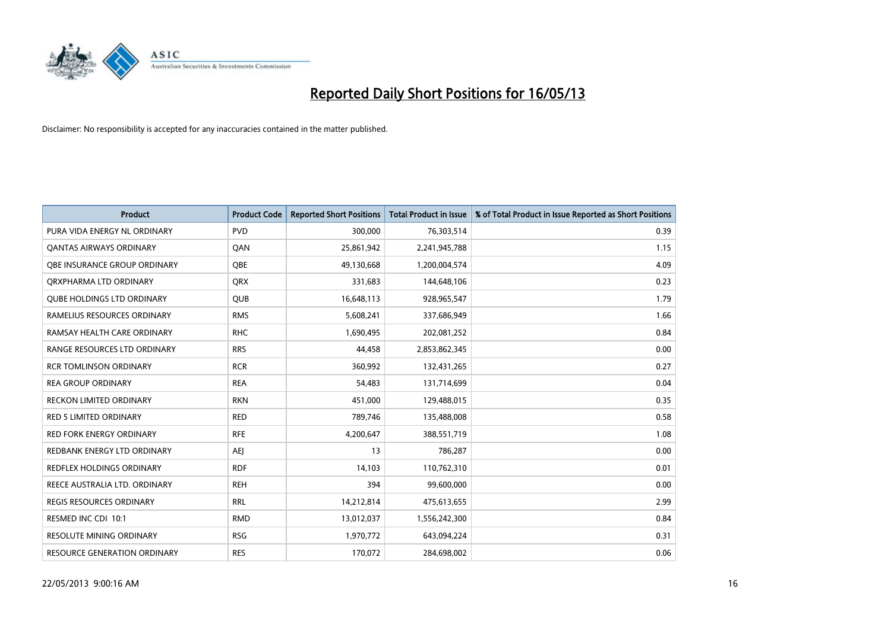# Reported Daily Short Positions for 16/05/13

Disclaimer: No responsibility is accepted for any inaccuracies contained in the matter published.

| Product | Product Code | Reported Short Positions | Total Product in Issue | % of Total Product in Issue Reported as Short Positions |
|---|---|---|---|---|
| PURA VIDA ENERGY NL ORDINARY | PVD | 300,000 | 76,303,514 | 0.39 |
| QANTAS AIRWAYS ORDINARY | QAN | 25,861,942 | 2,241,945,788 | 1.15 |
| QBE INSURANCE GROUP ORDINARY | QBE | 49,130,668 | 1,200,004,574 | 4.09 |
| QRXPHARMA LTD ORDINARY | QRX | 331,683 | 144,648,106 | 0.23 |
| QUBE HOLDINGS LTD ORDINARY | QUB | 16,648,113 | 928,965,547 | 1.79 |
| RAMELIUS RESOURCES ORDINARY | RMS | 5,608,241 | 337,686,949 | 1.66 |
| RAMSAY HEALTH CARE ORDINARY | RHC | 1,690,495 | 202,081,252 | 0.84 |
| RANGE RESOURCES LTD ORDINARY | RRS | 44,458 | 2,853,862,345 | 0.00 |
| RCR TOMLINSON ORDINARY | RCR | 360,992 | 132,431,265 | 0.27 |
| REA GROUP ORDINARY | REA | 54,483 | 131,714,699 | 0.04 |
| RECKON LIMITED ORDINARY | RKN | 451,000 | 129,488,015 | 0.35 |
| RED 5 LIMITED ORDINARY | RED | 789,746 | 135,488,008 | 0.58 |
| RED FORK ENERGY ORDINARY | RFE | 4,200,647 | 388,551,719 | 1.08 |
| REDBANK ENERGY LTD ORDINARY | AEJ | 13 | 786,287 | 0.00 |
| REDFLEX HOLDINGS ORDINARY | RDF | 14,103 | 110,762,310 | 0.01 |
| REECE AUSTRALIA LTD. ORDINARY | REH | 394 | 99,600,000 | 0.00 |
| REGIS RESOURCES ORDINARY | RRL | 14,212,814 | 475,613,655 | 2.99 |
| RESMED INC CDI 10:1 | RMD | 13,012,037 | 1,556,242,300 | 0.84 |
| RESOLUTE MINING ORDINARY | RSG | 1,970,772 | 643,094,224 | 0.31 |
| RESOURCE GENERATION ORDINARY | RES | 170,072 | 284,698,002 | 0.06 |

22/05/2013 9:00:16 AM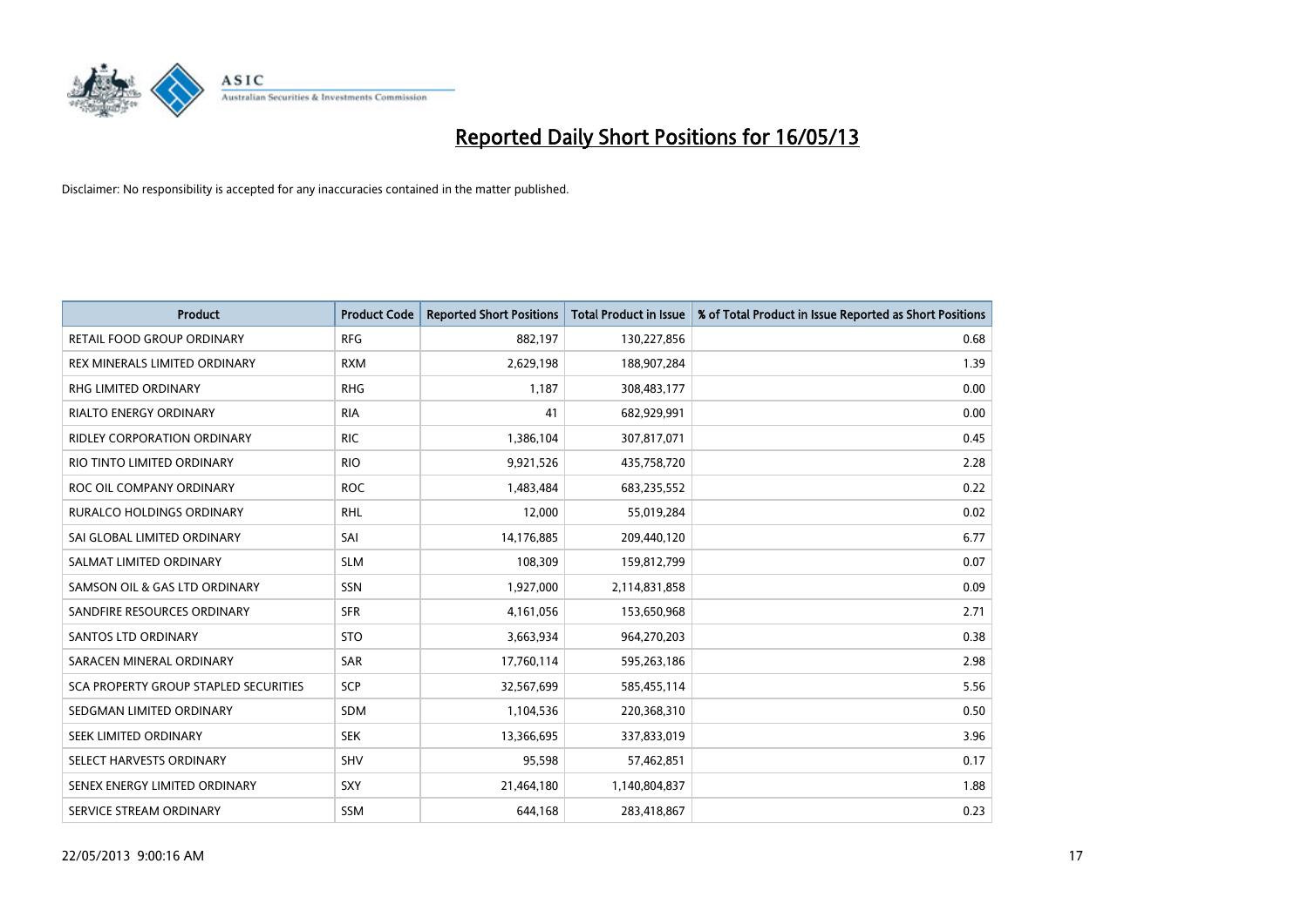# Reported Daily Short Positions for 16/05/13

Disclaimer: No responsibility is accepted for any inaccuracies contained in the matter published.

| Product | Product Code | Reported Short Positions | Total Product in Issue | % of Total Product in Issue Reported as Short Positions |
|---|---|---|---|---|
| RETAIL FOOD GROUP ORDINARY | RFG | 882,197 | 130,227,856 | 0.68 |
| REX MINERALS LIMITED ORDINARY | RXM | 2,629,198 | 188,907,284 | 1.39 |
| RHG LIMITED ORDINARY | RHG | 1,187 | 308,483,177 | 0.00 |
| RIALTO ENERGY ORDINARY | RIA | 41 | 682,929,991 | 0.00 |
| RIDLEY CORPORATION ORDINARY | RIC | 1,386,104 | 307,817,071 | 0.45 |
| RIO TINTO LIMITED ORDINARY | RIO | 9,921,526 | 435,758,720 | 2.28 |
| ROC OIL COMPANY ORDINARY | ROC | 1,483,484 | 683,235,552 | 0.22 |
| RURALCO HOLDINGS ORDINARY | RHL | 12,000 | 55,019,284 | 0.02 |
| SAI GLOBAL LIMITED ORDINARY | SAI | 14,176,885 | 209,440,120 | 6.77 |
| SALMAT LIMITED ORDINARY | SLM | 108,309 | 159,812,799 | 0.07 |
| SAMSON OIL & GAS LTD ORDINARY | SSN | 1,927,000 | 2,114,831,858 | 0.09 |
| SANDFIRE RESOURCES ORDINARY | SFR | 4,161,056 | 153,650,968 | 2.71 |
| SANTOS LTD ORDINARY | STO | 3,663,934 | 964,270,203 | 0.38 |
| SARACEN MINERAL ORDINARY | SAR | 17,760,114 | 595,263,186 | 2.98 |
| SCA PROPERTY GROUP STAPLED SECURITIES | SCP | 32,567,699 | 585,455,114 | 5.56 |
| SEDGMAN LIMITED ORDINARY | SDM | 1,104,536 | 220,368,310 | 0.50 |
| SEEK LIMITED ORDINARY | SEK | 13,366,695 | 337,833,019 | 3.96 |
| SELECT HARVESTS ORDINARY | SHV | 95,598 | 57,462,851 | 0.17 |
| SENEX ENERGY LIMITED ORDINARY | SXY | 21,464,180 | 1,140,804,837 | 1.88 |
| SERVICE STREAM ORDINARY | SSM | 644,168 | 283,418,867 | 0.23 |

22/05/2013 9:00:16 AM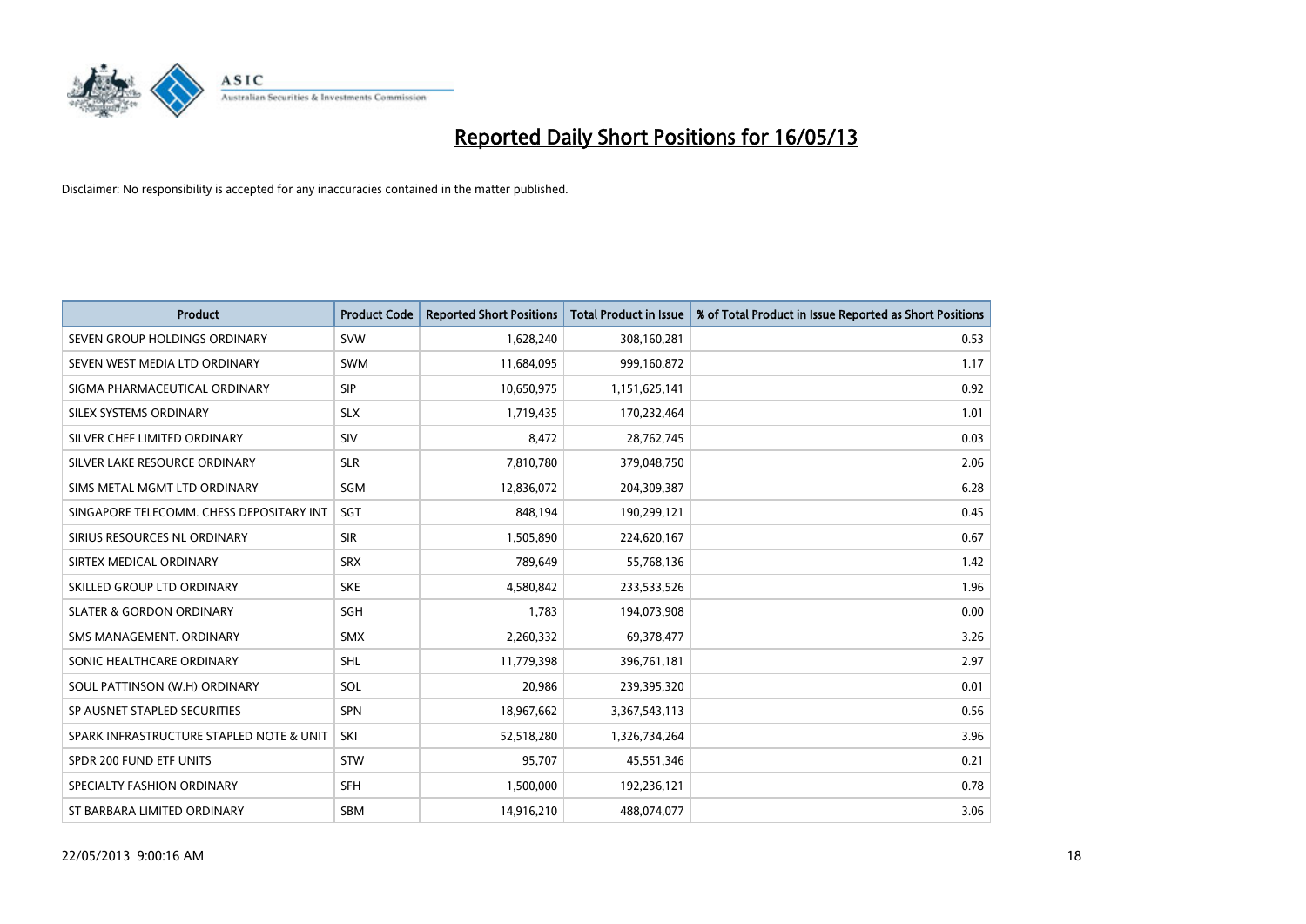# Reported Daily Short Positions for 16/05/13

Disclaimer: No responsibility is accepted for any inaccuracies contained in the matter published.

| Product | Product Code | Reported Short Positions | Total Product in Issue | % of Total Product in Issue Reported as Short Positions |
|---|---|---|---|---|
| SEVEN GROUP HOLDINGS ORDINARY | SVW | 1,628,240 | 308,160,281 | 0.53 |
| SEVEN WEST MEDIA LTD ORDINARY | SWM | 11,684,095 | 999,160,872 | 1.17 |
| SIGMA PHARMACEUTICAL ORDINARY | SIP | 10,650,975 | 1,151,625,141 | 0.92 |
| SILEX SYSTEMS ORDINARY | SLX | 1,719,435 | 170,232,464 | 1.01 |
| SILVER CHEF LIMITED ORDINARY | SIV | 8,472 | 28,762,745 | 0.03 |
| SILVER LAKE RESOURCE ORDINARY | SLR | 7,810,780 | 379,048,750 | 2.06 |
| SIMS METAL MGMT LTD ORDINARY | SGM | 12,836,072 | 204,309,387 | 6.28 |
| SINGAPORE TELECOMM. CHESS DEPOSITARY INT | SGT | 848,194 | 190,299,121 | 0.45 |
| SIRIUS RESOURCES NL ORDINARY | SIR | 1,505,890 | 224,620,167 | 0.67 |
| SIRTEX MEDICAL ORDINARY | SRX | 789,649 | 55,768,136 | 1.42 |
| SKILLED GROUP LTD ORDINARY | SKE | 4,580,842 | 233,533,526 | 1.96 |
| SLATER & GORDON ORDINARY | SGH | 1,783 | 194,073,908 | 0.00 |
| SMS MANAGEMENT. ORDINARY | SMX | 2,260,332 | 69,378,477 | 3.26 |
| SONIC HEALTHCARE ORDINARY | SHL | 11,779,398 | 396,761,181 | 2.97 |
| SOUL PATTINSON (W.H) ORDINARY | SOL | 20,986 | 239,395,320 | 0.01 |
| SP AUSNET STAPLED SECURITIES | SPN | 18,967,662 | 3,367,543,113 | 0.56 |
| SPARK INFRASTRUCTURE STAPLED NOTE & UNIT | SKI | 52,518,280 | 1,326,734,264 | 3.96 |
| SPDR 200 FUND ETF UNITS | STW | 95,707 | 45,551,346 | 0.21 |
| SPECIALTY FASHION ORDINARY | SFH | 1,500,000 | 192,236,121 | 0.78 |
| ST BARBARA LIMITED ORDINARY | SBM | 14,916,210 | 488,074,077 | 3.06 |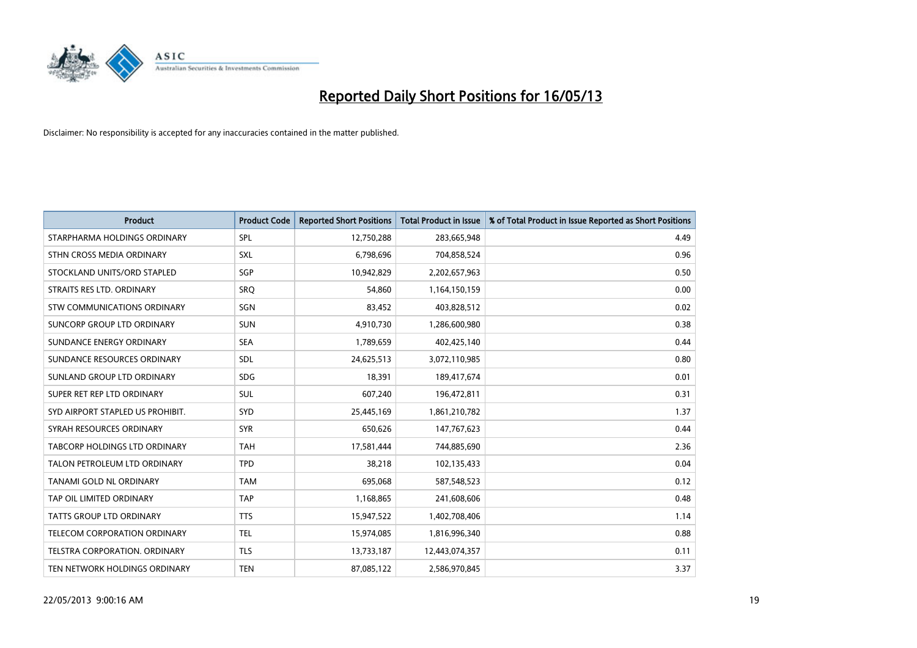# Reported Daily Short Positions for 16/05/13

Disclaimer: No responsibility is accepted for any inaccuracies contained in the matter published.

| Product | Product Code | Reported Short Positions | Total Product in Issue | % of Total Product in Issue Reported as Short Positions |
|---|---|---|---|---|
| STARPHARMA HOLDINGS ORDINARY | SPL | 12,750,288 | 283,665,948 | 4.49 |
| STHN CROSS MEDIA ORDINARY | SXL | 6,798,696 | 704,858,524 | 0.96 |
| STOCKLAND UNITS/ORD STAPLED | SGP | 10,942,829 | 2,202,657,963 | 0.50 |
| STRAITS RES LTD. ORDINARY | SRQ | 54,860 | 1,164,150,159 | 0.00 |
| STW COMMUNICATIONS ORDINARY | SGN | 83,452 | 403,828,512 | 0.02 |
| SUNCORP GROUP LTD ORDINARY | SUN | 4,910,730 | 1,286,600,980 | 0.38 |
| SUNDANCE ENERGY ORDINARY | SEA | 1,789,659 | 402,425,140 | 0.44 |
| SUNDANCE RESOURCES ORDINARY | SDL | 24,625,513 | 3,072,110,985 | 0.80 |
| SUNLAND GROUP LTD ORDINARY | SDG | 18,391 | 189,417,674 | 0.01 |
| SUPER RET REP LTD ORDINARY | SUL | 607,240 | 196,472,811 | 0.31 |
| SYD AIRPORT STAPLED US PROHIBIT. | SYD | 25,445,169 | 1,861,210,782 | 1.37 |
| SYRAH RESOURCES ORDINARY | SYR | 650,626 | 147,767,623 | 0.44 |
| TABCORP HOLDINGS LTD ORDINARY | TAH | 17,581,444 | 744,885,690 | 2.36 |
| TALON PETROLEUM LTD ORDINARY | TPD | 38,218 | 102,135,433 | 0.04 |
| TANAMI GOLD NL ORDINARY | TAM | 695,068 | 587,548,523 | 0.12 |
| TAP OIL LIMITED ORDINARY | TAP | 1,168,865 | 241,608,606 | 0.48 |
| TATTS GROUP LTD ORDINARY | TTS | 15,947,522 | 1,402,708,406 | 1.14 |
| TELECOM CORPORATION ORDINARY | TEL | 15,974,085 | 1,816,996,340 | 0.88 |
| TELSTRA CORPORATION. ORDINARY | TLS | 13,733,187 | 12,443,074,357 | 0.11 |
| TEN NETWORK HOLDINGS ORDINARY | TEN | 87,085,122 | 2,586,970,845 | 3.37 |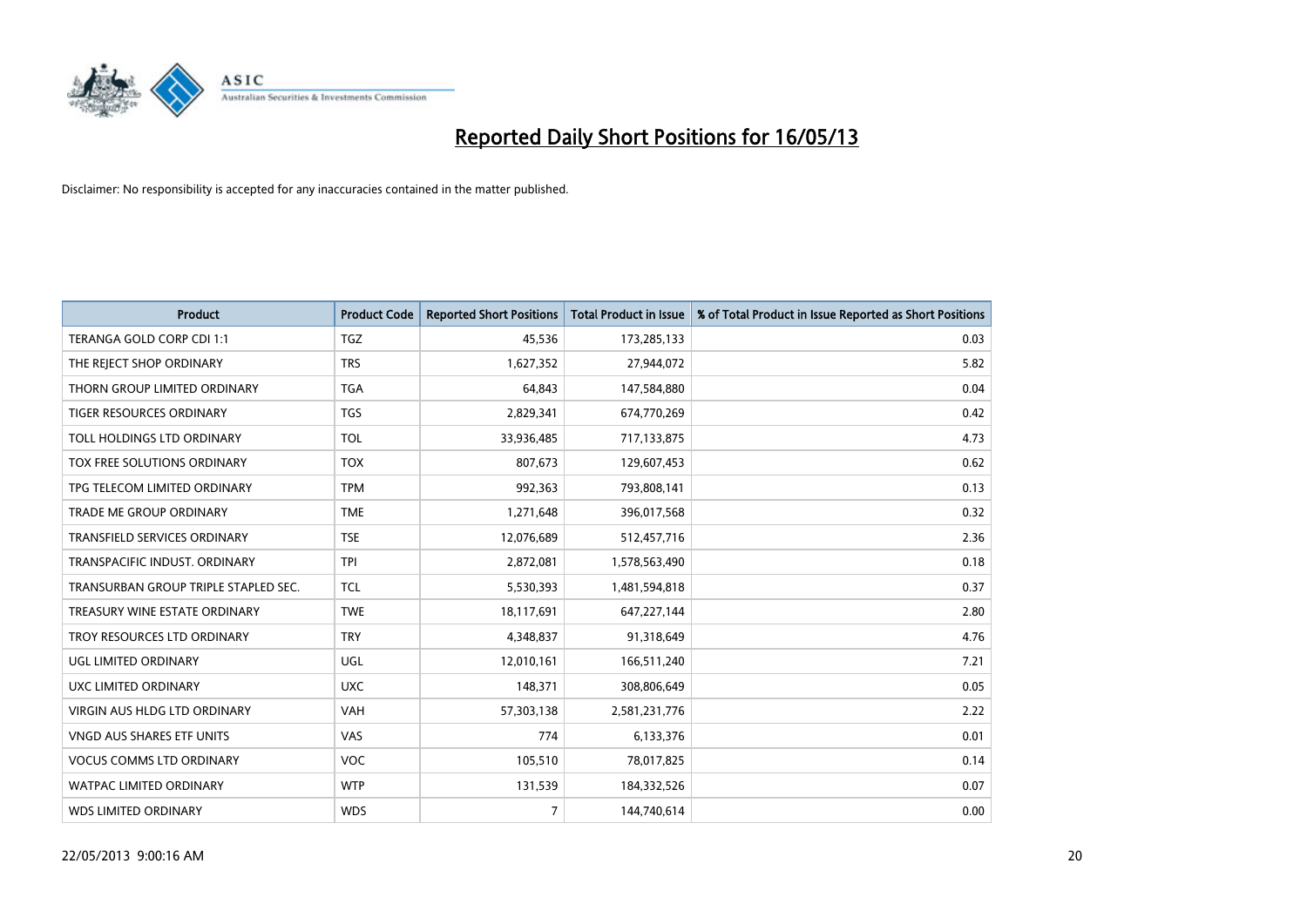# Reported Daily Short Positions for 16/05/13

Disclaimer: No responsibility is accepted for any inaccuracies contained in the matter published.

| Product | Product Code | Reported Short Positions | Total Product in Issue | % of Total Product in Issue Reported as Short Positions |
|---|---|---|---|---|
| TERANGA GOLD CORP CDI 1:1 | TGZ | 45,536 | 173,285,133 | 0.03 |
| THE REJECT SHOP ORDINARY | TRS | 1,627,352 | 27,944,072 | 5.82 |
| THORN GROUP LIMITED ORDINARY | TGA | 64,843 | 147,584,880 | 0.04 |
| TIGER RESOURCES ORDINARY | TGS | 2,829,341 | 674,770,269 | 0.42 |
| TOLL HOLDINGS LTD ORDINARY | TOL | 33,936,485 | 717,133,875 | 4.73 |
| TOX FREE SOLUTIONS ORDINARY | TOX | 807,673 | 129,607,453 | 0.62 |
| TPG TELECOM LIMITED ORDINARY | TPM | 992,363 | 793,808,141 | 0.13 |
| TRADE ME GROUP ORDINARY | TME | 1,271,648 | 396,017,568 | 0.32 |
| TRANSFIELD SERVICES ORDINARY | TSE | 12,076,689 | 512,457,716 | 2.36 |
| TRANSPACIFIC INDUST. ORDINARY | TPI | 2,872,081 | 1,578,563,490 | 0.18 |
| TRANSURBAN GROUP TRIPLE STAPLED SEC. | TCL | 5,530,393 | 1,481,594,818 | 0.37 |
| TREASURY WINE ESTATE ORDINARY | TWE | 18,117,691 | 647,227,144 | 2.80 |
| TROY RESOURCES LTD ORDINARY | TRY | 4,348,837 | 91,318,649 | 4.76 |
| UGL LIMITED ORDINARY | UGL | 12,010,161 | 166,511,240 | 7.21 |
| UXC LIMITED ORDINARY | UXC | 148,371 | 308,806,649 | 0.05 |
| VIRGIN AUS HLDG LTD ORDINARY | VAH | 57,303,138 | 2,581,231,776 | 2.22 |
| VNGD AUS SHARES ETF UNITS | VAS | 774 | 6,133,376 | 0.01 |
| VOCUS COMMS LTD ORDINARY | VOC | 105,510 | 78,017,825 | 0.14 |
| WATPAC LIMITED ORDINARY | WTP | 131,539 | 184,332,526 | 0.07 |
| WDS LIMITED ORDINARY | WDS | 7 | 144,740,614 | 0.00 |

22/05/2013 9:00:16 AM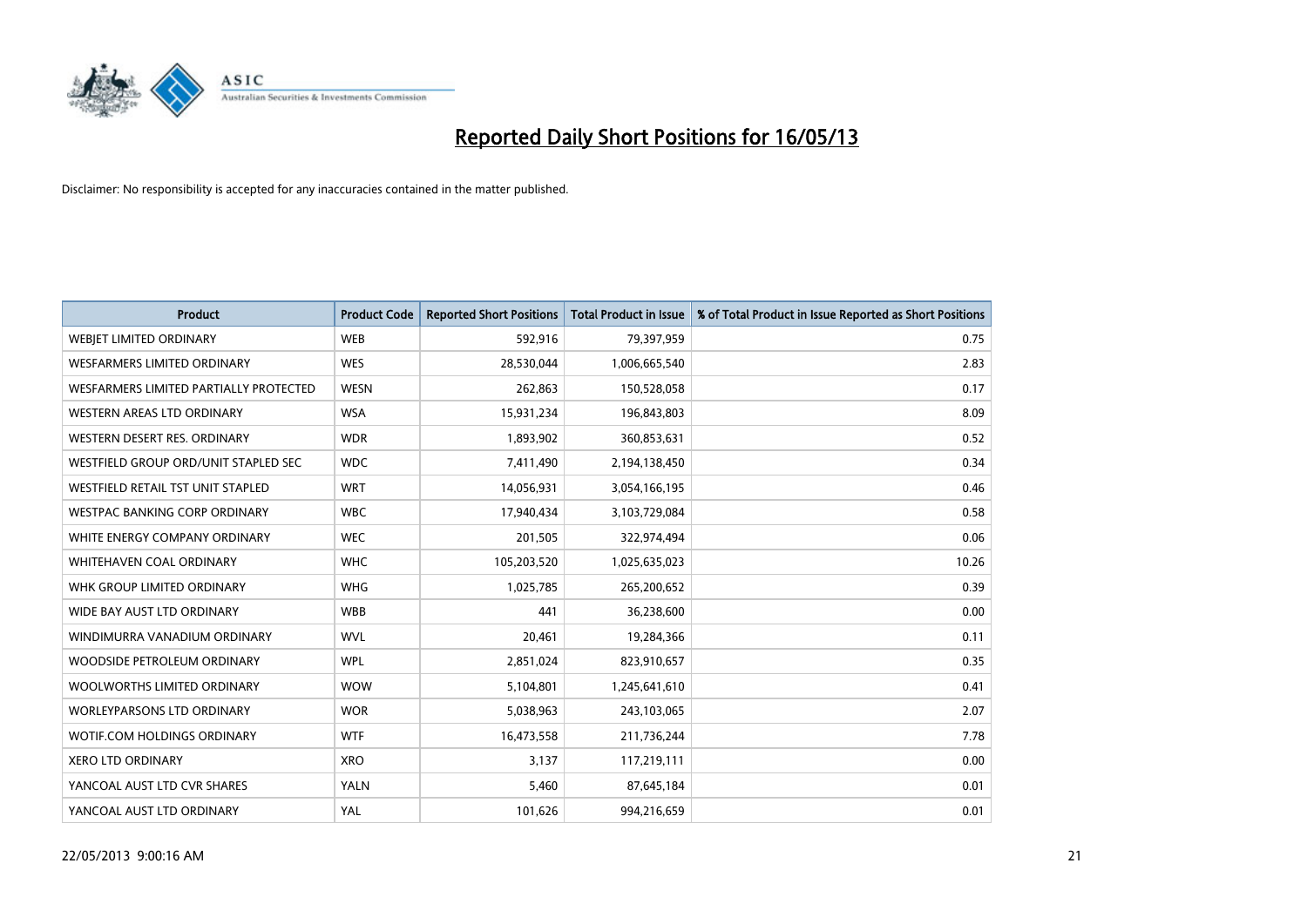# Reported Daily Short Positions for 16/05/13

Disclaimer: No responsibility is accepted for any inaccuracies contained in the matter published.

| Product | Product Code | Reported Short Positions | Total Product in Issue | % of Total Product in Issue Reported as Short Positions |
| --- | --- | --- | --- | --- |
| WEBJET LIMITED ORDINARY | WEB | 592,916 | 79,397,959 | 0.75 |
| WESFARMERS LIMITED ORDINARY | WES | 28,530,044 | 1,006,665,540 | 2.83 |
| WESFARMERS LIMITED PARTIALLY PROTECTED | WESN | 262,863 | 150,528,058 | 0.17 |
| WESTERN AREAS LTD ORDINARY | WSA | 15,931,234 | 196,843,803 | 8.09 |
| WESTERN DESERT RES. ORDINARY | WDR | 1,893,902 | 360,853,631 | 0.52 |
| WESTFIELD GROUP ORD/UNIT STAPLED SEC | WDC | 7,411,490 | 2,194,138,450 | 0.34 |
| WESTFIELD RETAIL TST UNIT STAPLED | WRT | 14,056,931 | 3,054,166,195 | 0.46 |
| WESTPAC BANKING CORP ORDINARY | WBC | 17,940,434 | 3,103,729,084 | 0.58 |
| WHITE ENERGY COMPANY ORDINARY | WEC | 201,505 | 322,974,494 | 0.06 |
| WHITEHAVEN COAL ORDINARY | WHC | 105,203,520 | 1,025,635,023 | 10.26 |
| WHK GROUP LIMITED ORDINARY | WHG | 1,025,785 | 265,200,652 | 0.39 |
| WIDE BAY AUST LTD ORDINARY | WBB | 441 | 36,238,600 | 0.00 |
| WINDIMURRA VANADIUM ORDINARY | WVL | 20,461 | 19,284,366 | 0.11 |
| WOODSIDE PETROLEUM ORDINARY | WPL | 2,851,024 | 823,910,657 | 0.35 |
| WOOLWORTHS LIMITED ORDINARY | WOW | 5,104,801 | 1,245,641,610 | 0.41 |
| WORLEYPARSONS LTD ORDINARY | WOR | 5,038,963 | 243,103,065 | 2.07 |
| WOTIF.COM HOLDINGS ORDINARY | WTF | 16,473,558 | 211,736,244 | 7.78 |
| XERO LTD ORDINARY | XRO | 3,137 | 117,219,111 | 0.00 |
| YANCOAL AUST LTD CVR SHARES | YALN | 5,460 | 87,645,184 | 0.01 |
| YANCOAL AUST LTD ORDINARY | YAL | 101,626 | 994,216,659 | 0.01 |